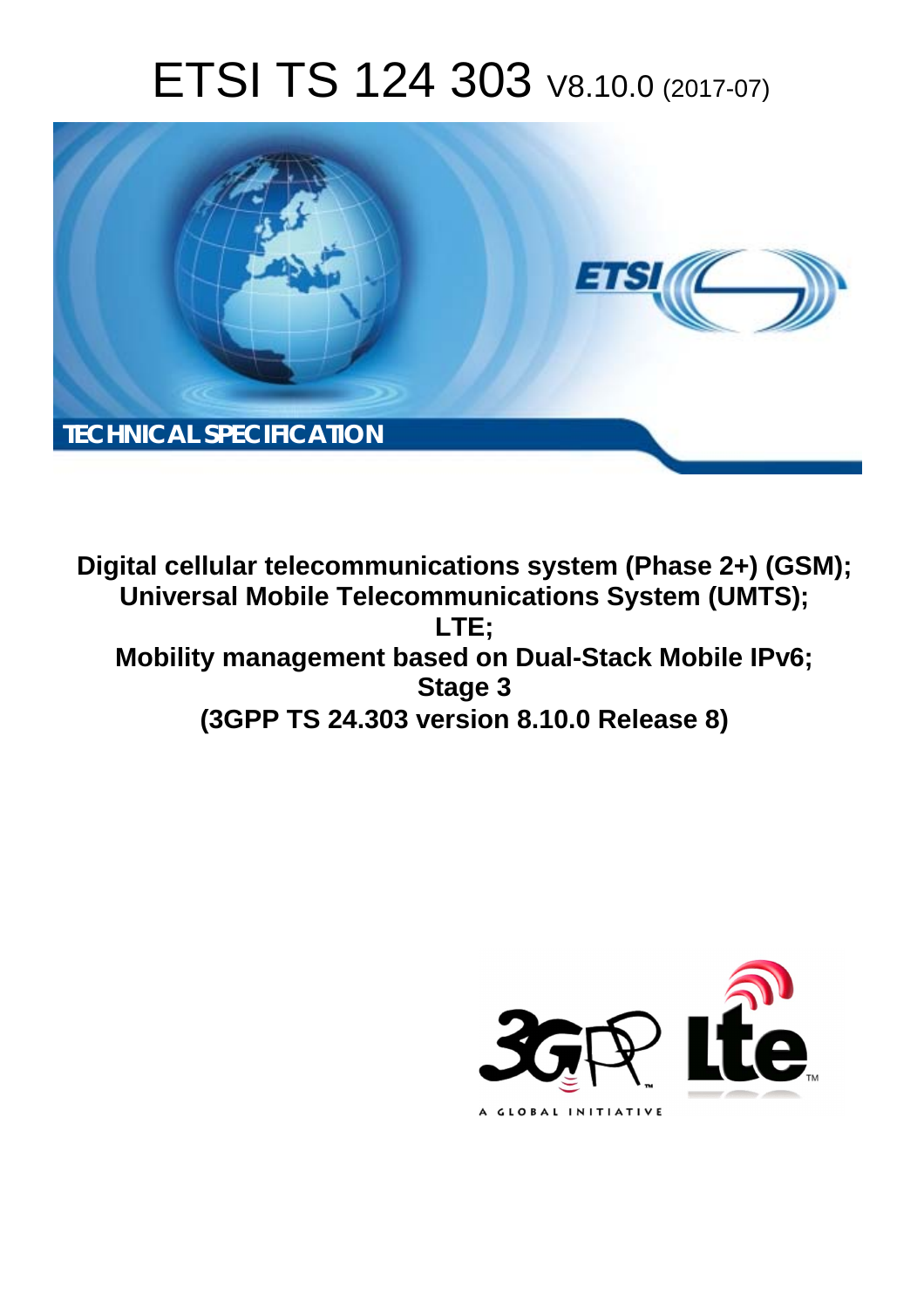# ETSI TS 124 303 V8.10.0 (2017-07)

**TECHNICAL SPECIFICATION**

**Digital cellular telecommunications system (Phase 2+) (GSM);
Universal Mobile Telecommunications System (UMTS);
LTE;
Mobility management based on Dual-Stack Mobile IPv6;
Stage 3
(3GPP TS 24.303 version 8.10.0 Release 8)**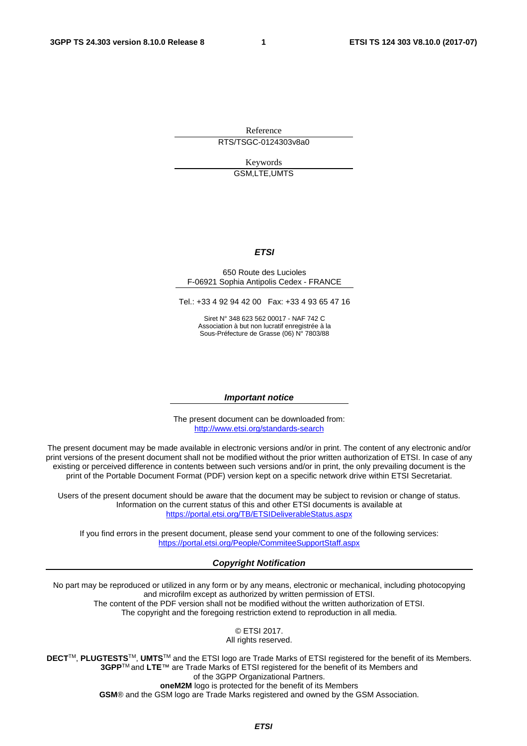Reference

RTS/TSGC-0124303v8a0

Keywords

GSM,LTE,UMTS

***ETSI***

650 Route des Lucioles
F-06921 Sophia Antipolis Cedex - FRANCE

Tel.: +33 4 92 94 42 00   Fax: +33 4 93 65 47 16

Siret N° 348 623 562 00017 - NAF 742 C
Association à but non lucratif enregistrée à la
Sous-Préfecture de Grasse (06) N° 7803/88

***Important notice***

The present document can be downloaded from:
http://www.etsi.org/standards-search

The present document may be made available in electronic versions and/or in print. The content of any electronic and/or print versions of the present document shall not be modified without the prior written authorization of ETSI. In case of any existing or perceived difference in contents between such versions and/or in print, the only prevailing document is the print of the Portable Document Format (PDF) version kept on a specific network drive within ETSI Secretariat.

Users of the present document should be aware that the document may be subject to revision or change of status. Information on the current status of this and other ETSI documents is available at
https://portal.etsi.org/TB/ETSIDeliverableStatus.aspx

If you find errors in the present document, please send your comment to one of the following services:
https://portal.etsi.org/People/CommiteeSupportStaff.aspx

***Copyright Notification***

No part may be reproduced or utilized in any form or by any means, electronic or mechanical, including photocopying and microfilm except as authorized by written permission of ETSI.
The content of the PDF version shall not be modified without the written authorization of ETSI.
The copyright and the foregoing restriction extend to reproduction in all media.

© ETSI 2017.
All rights reserved.

**DECT**™, **PLUGTESTS**™, **UMTS**™ and the ETSI logo are Trade Marks of ETSI registered for the benefit of its Members.
**3GPP**™ and **LTE**™ are Trade Marks of ETSI registered for the benefit of its Members and of the 3GPP Organizational Partners.
**oneM2M** logo is protected for the benefit of its Members
**GSM**® and the GSM logo are Trade Marks registered and owned by the GSM Association.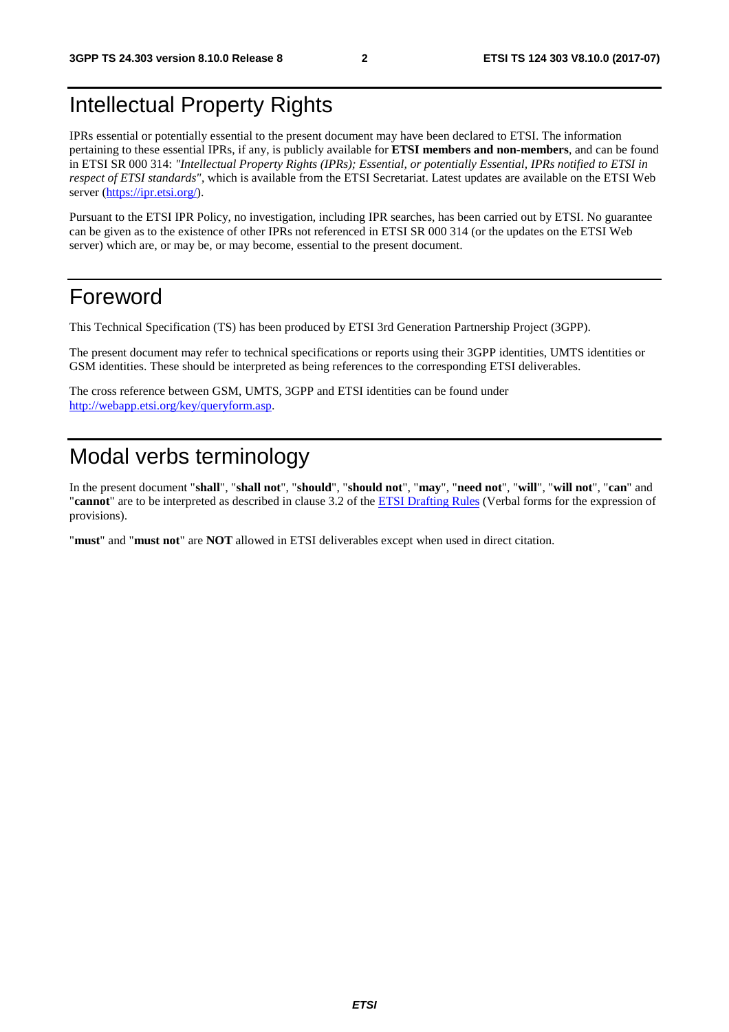# Intellectual Property Rights

IPRs essential or potentially essential to the present document may have been declared to ETSI. The information pertaining to these essential IPRs, if any, is publicly available for **ETSI members and non-members**, and can be found in ETSI SR 000 314: *"Intellectual Property Rights (IPRs); Essential, or potentially Essential, IPRs notified to ETSI in respect of ETSI standards"*, which is available from the ETSI Secretariat. Latest updates are available on the ETSI Web server (https://ipr.etsi.org/).

Pursuant to the ETSI IPR Policy, no investigation, including IPR searches, has been carried out by ETSI. No guarantee can be given as to the existence of other IPRs not referenced in ETSI SR 000 314 (or the updates on the ETSI Web server) which are, or may be, or may become, essential to the present document.

# Foreword

This Technical Specification (TS) has been produced by ETSI 3rd Generation Partnership Project (3GPP).

The present document may refer to technical specifications or reports using their 3GPP identities, UMTS identities or GSM identities. These should be interpreted as being references to the corresponding ETSI deliverables.

The cross reference between GSM, UMTS, 3GPP and ETSI identities can be found under http://webapp.etsi.org/key/queryform.asp.

# Modal verbs terminology

In the present document "**shall**", "**shall not**", "**should**", "**should not**", "**may**", "**need not**", "**will**", "**will not**", "**can**" and "**cannot**" are to be interpreted as described in clause 3.2 of the ETSI Drafting Rules (Verbal forms for the expression of provisions).

"**must**" and "**must not**" are **NOT** allowed in ETSI deliverables except when used in direct citation.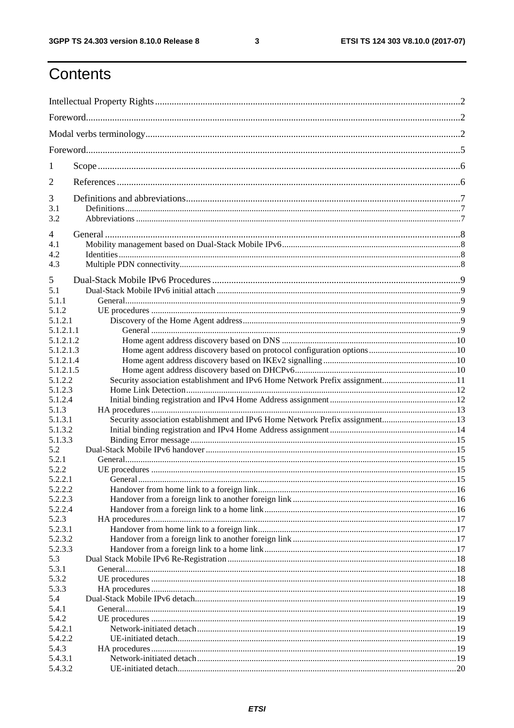# Contents

Intellectual Property Rights ........ 2
Foreword ........ 2
Modal verbs terminology ........ 2
Foreword ........ 5
1 Scope ........ 6
2 References ........ 6
3 Definitions and abbreviations ........ 7
3.1 Definitions ........ 7
3.2 Abbreviations ........ 7
4 General ........ 8
4.1 Mobility management based on Dual-Stack Mobile IPv6 ........ 8
4.2 Identities ........ 8
4.3 Multiple PDN connectivity ........ 8
5 Dual-Stack Mobile IPv6 Procedures ........ 9
5.1 Dual-Stack Mobile IPv6 initial attach ........ 9
5.1.1 General ........ 9
5.1.2 UE procedures ........ 9
5.1.2.1 Discovery of the Home Agent address ........ 9
5.1.2.1.1 General ........ 9
5.1.2.1.2 Home agent address discovery based on DNS ........ 10
5.1.2.1.3 Home agent address discovery based on protocol configuration options ........ 10
5.1.2.1.4 Home agent address discovery based on IKEv2 signalling ........ 10
5.1.2.1.5 Home agent address discovery based on DHCPv6 ........ 10
5.1.2.2 Security association establishment and IPv6 Home Network Prefix assignment ........ 11
5.1.2.3 Home Link Detection ........ 12
5.1.2.4 Initial binding registration and IPv4 Home Address assignment ........ 12
5.1.3 HA procedures ........ 13
5.1.3.1 Security association establishment and IPv6 Home Network Prefix assignment ........ 13
5.1.3.2 Initial binding registration and IPv4 Home Address assignment ........ 14
5.1.3.3 Binding Error message ........ 15
5.2 Dual-Stack Mobile IPv6 handover ........ 15
5.2.1 General ........ 15
5.2.2 UE procedures ........ 15
5.2.2.1 General ........ 15
5.2.2.2 Handover from home link to a foreign link ........ 16
5.2.2.3 Handover from a foreign link to another foreign link ........ 16
5.2.2.4 Handover from a foreign link to a home link ........ 16
5.2.3 HA procedures ........ 17
5.2.3.1 Handover from home link to a foreign link ........ 17
5.2.3.2 Handover from a foreign link to another foreign link ........ 17
5.2.3.3 Handover from a foreign link to a home link ........ 17
5.3 Dual Stack Mobile IPv6 Re-Registration ........ 18
5.3.1 General ........ 18
5.3.2 UE procedures ........ 18
5.3.3 HA procedures ........ 18
5.4 Dual-Stack Mobile IPv6 detach ........ 19
5.4.1 General ........ 19
5.4.2 UE procedures ........ 19
5.4.2.1 Network-initiated detach ........ 19
5.4.2.2 UE-initiated detach ........ 19
5.4.3 HA procedures ........ 19
5.4.3.1 Network-initiated detach ........ 19
5.4.3.2 UE-initiated detach ........ 20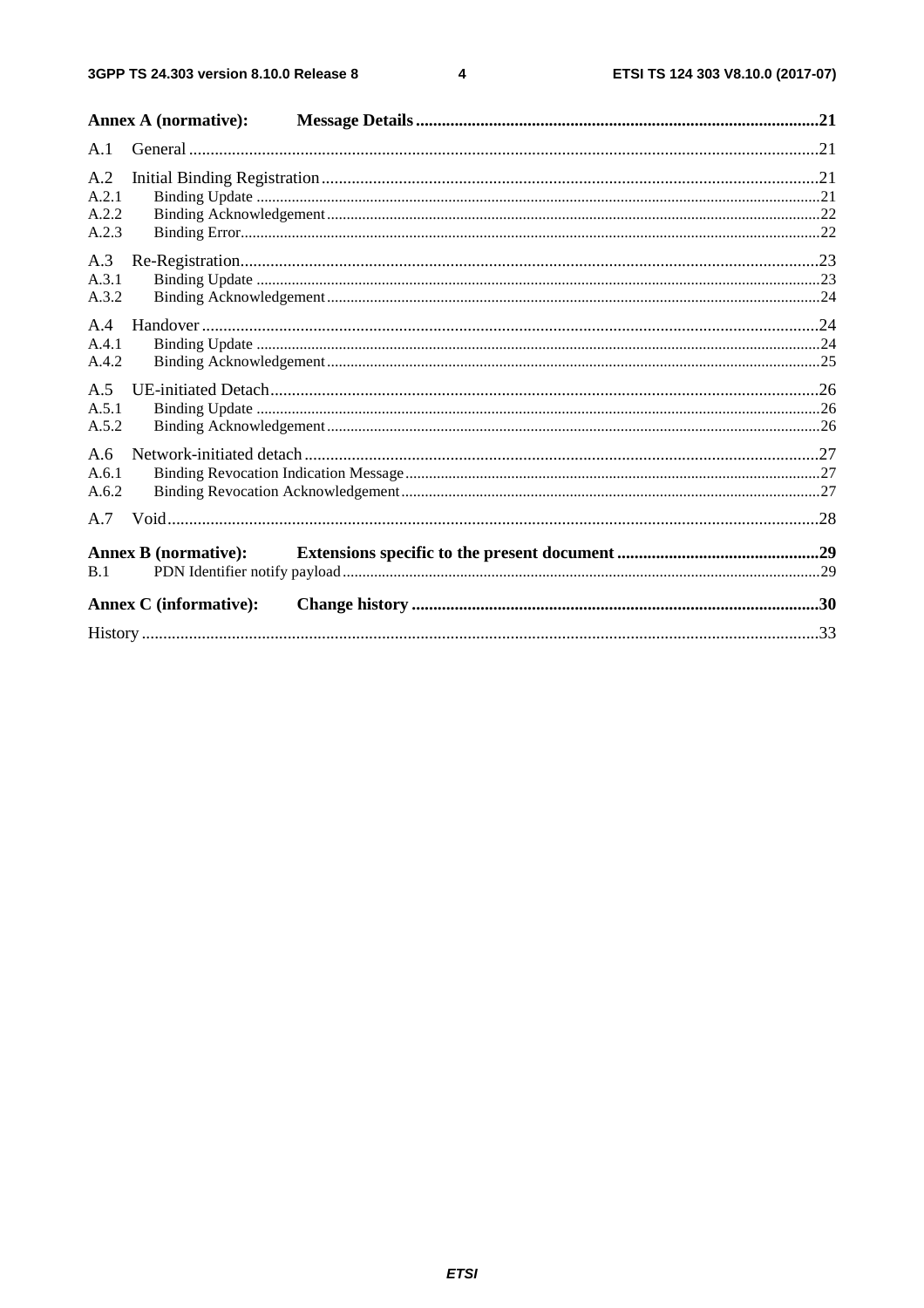Annex A (normative): Message Details ....................................................................................... 21

A.1 General ....................................................................................................................................................... 21

A.2 Initial Binding Registration ....................................................................................................................... 21
A.2.1 Binding Update ...................................................................................................................................... 21
A.2.2 Binding Acknowledgement .................................................................................................................... 22
A.2.3 Binding Error .......................................................................................................................................... 22

A.3 Re-Registration .......................................................................................................................................... 23
A.3.1 Binding Update ...................................................................................................................................... 23
A.3.2 Binding Acknowledgement .................................................................................................................... 24

A.4 Handover ................................................................................................................................................... 24
A.4.1 Binding Update ...................................................................................................................................... 24
A.4.2 Binding Acknowledgement .................................................................................................................... 25

A.5 UE-initiated Detach .................................................................................................................................... 26
A.5.1 Binding Update ...................................................................................................................................... 26
A.5.2 Binding Acknowledgement .................................................................................................................... 26

A.6 Network-initiated detach ............................................................................................................................ 27
A.6.1 Binding Revocation Indication Message ................................................................................................ 27
A.6.2 Binding Revocation Acknowledgement ................................................................................................. 27

A.7 Void ........................................................................................................................................................... 28

Annex B (normative): Extensions specific to the present document ............................................... 29

B.1 PDN Identifier notify payload ......................................................................................................................... 29

Annex C (informative): Change history ...................................................................................... 30

History .................................................................................................................................................................. 33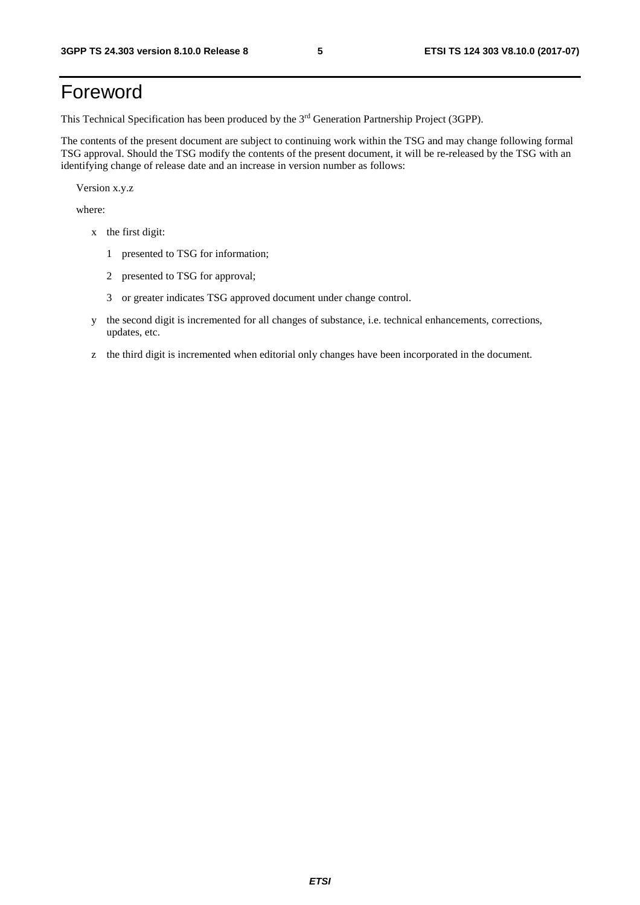# Foreword

This Technical Specification has been produced by the 3rd Generation Partnership Project (3GPP).

The contents of the present document are subject to continuing work within the TSG and may change following formal TSG approval. Should the TSG modify the contents of the present document, it will be re-released by the TSG with an identifying change of release date and an increase in version number as follows:

Version x.y.z

where:

- x the first digit:
  - 1 presented to TSG for information;
  - 2 presented to TSG for approval;
  - 3 or greater indicates TSG approved document under change control.
- y the second digit is incremented for all changes of substance, i.e. technical enhancements, corrections, updates, etc.
- z the third digit is incremented when editorial only changes have been incorporated in the document.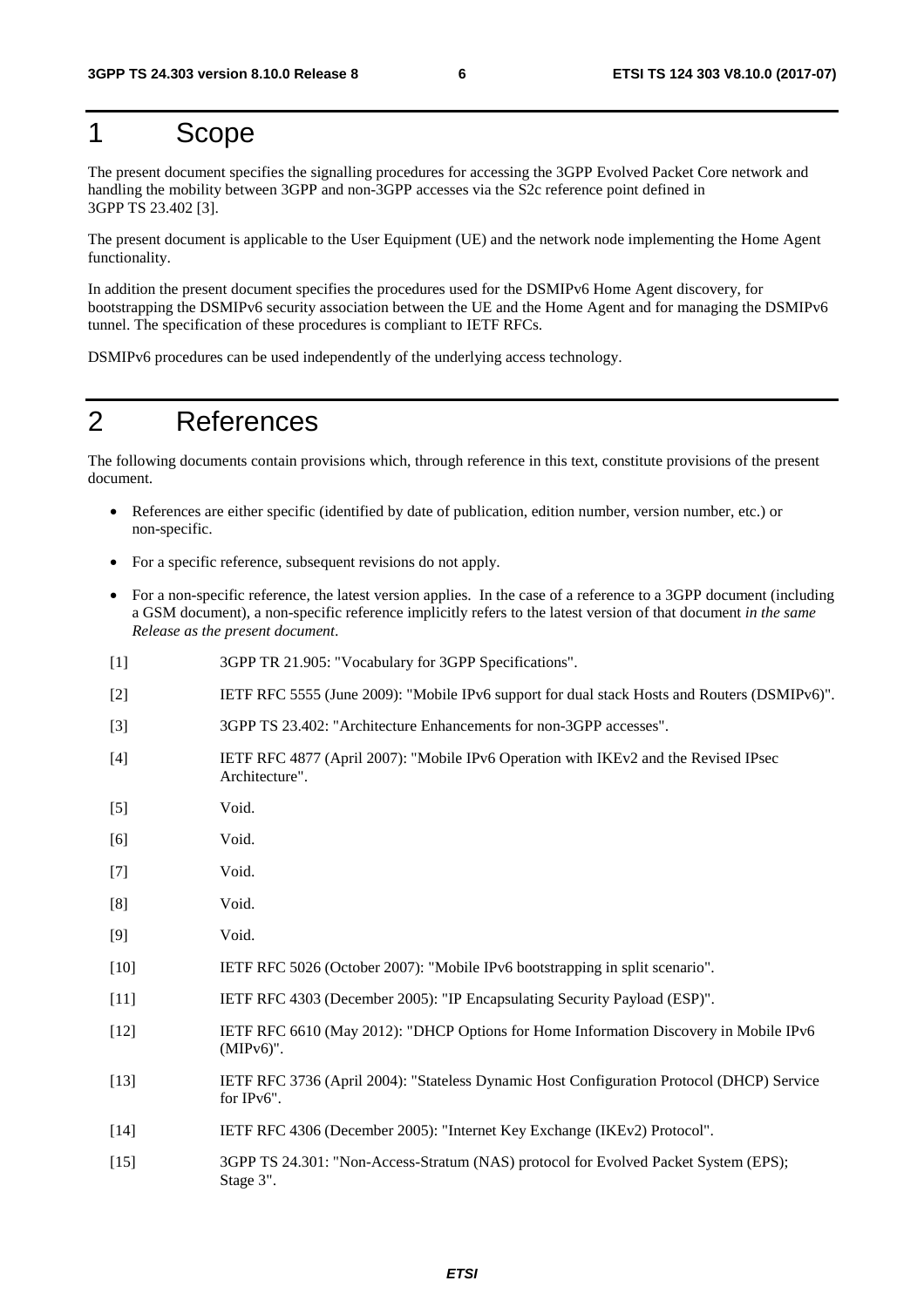# 1 Scope

The present document specifies the signalling procedures for accessing the 3GPP Evolved Packet Core network and handling the mobility between 3GPP and non-3GPP accesses via the S2c reference point defined in 3GPP TS 23.402 [3].

The present document is applicable to the User Equipment (UE) and the network node implementing the Home Agent functionality.

In addition the present document specifies the procedures used for the DSMIPv6 Home Agent discovery, for bootstrapping the DSMIPv6 security association between the UE and the Home Agent and for managing the DSMIPv6 tunnel. The specification of these procedures is compliant to IETF RFCs.

DSMIPv6 procedures can be used independently of the underlying access technology.

# 2 References

The following documents contain provisions which, through reference in this text, constitute provisions of the present document.

- References are either specific (identified by date of publication, edition number, version number, etc.) or non-specific.
- For a specific reference, subsequent revisions do not apply.
- For a non-specific reference, the latest version applies. In the case of a reference to a 3GPP document (including a GSM document), a non-specific reference implicitly refers to the latest version of that document *in the same Release as the present document*.

[1] 3GPP TR 21.905: "Vocabulary for 3GPP Specifications".

[2] IETF RFC 5555 (June 2009): "Mobile IPv6 support for dual stack Hosts and Routers (DSMIPv6)".

[3] 3GPP TS 23.402: "Architecture Enhancements for non-3GPP accesses".

[4] IETF RFC 4877 (April 2007): "Mobile IPv6 Operation with IKEv2 and the Revised IPsec Architecture".

[5] Void.

[6] Void.

[7] Void.

[8] Void.

[9] Void.

[10] IETF RFC 5026 (October 2007): "Mobile IPv6 bootstrapping in split scenario".

[11] IETF RFC 4303 (December 2005): "IP Encapsulating Security Payload (ESP)".

[12] IETF RFC 6610 (May 2012): "DHCP Options for Home Information Discovery in Mobile IPv6 (MIPv6)".

[13] IETF RFC 3736 (April 2004): "Stateless Dynamic Host Configuration Protocol (DHCP) Service for IPv6".

[14] IETF RFC 4306 (December 2005): "Internet Key Exchange (IKEv2) Protocol".

[15] 3GPP TS 24.301: "Non-Access-Stratum (NAS) protocol for Evolved Packet System (EPS); Stage 3".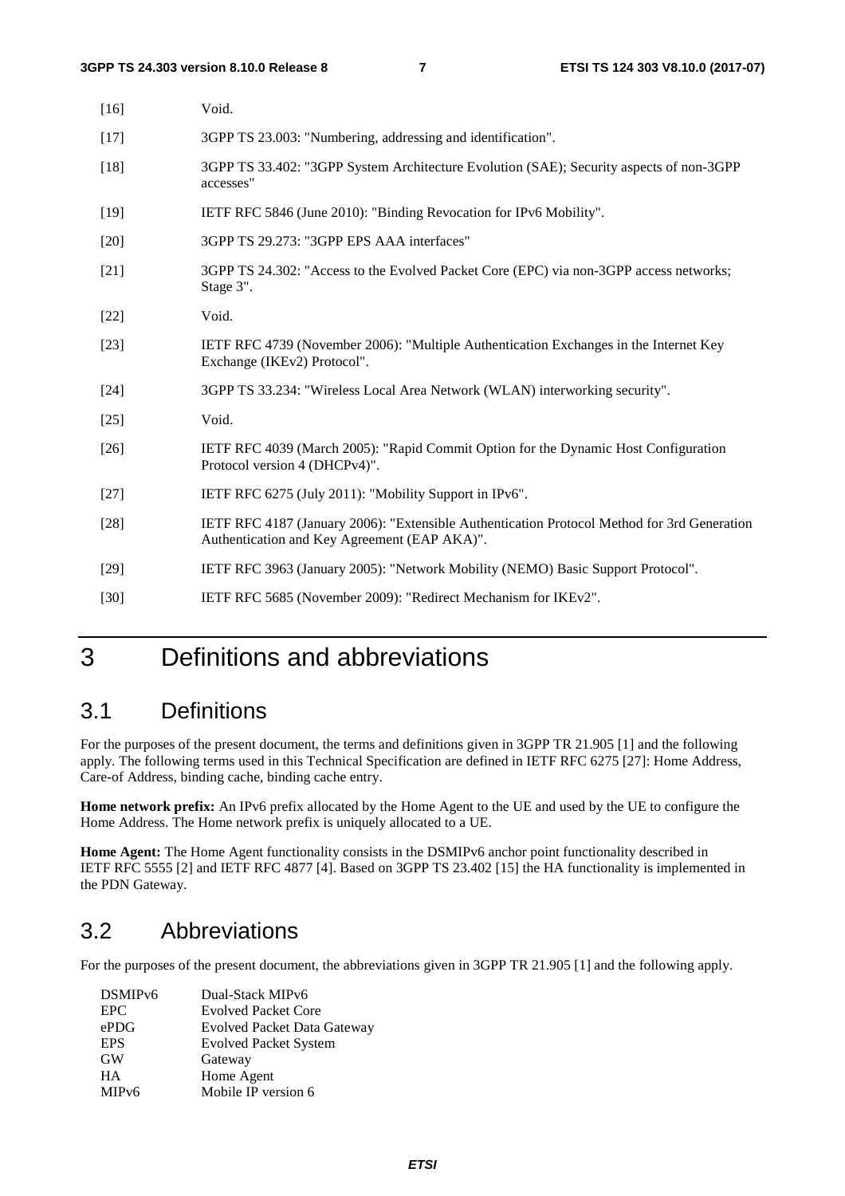[16] Void.

[17] 3GPP TS 23.003: "Numbering, addressing and identification".

[18] 3GPP TS 33.402: "3GPP System Architecture Evolution (SAE); Security aspects of non-3GPP accesses"

[19] IETF RFC 5846 (June 2010): "Binding Revocation for IPv6 Mobility".

[20] 3GPP TS 29.273: "3GPP EPS AAA interfaces"

[21] 3GPP TS 24.302: "Access to the Evolved Packet Core (EPC) via non-3GPP access networks; Stage 3".

[22] Void.

[23] IETF RFC 4739 (November 2006): "Multiple Authentication Exchanges in the Internet Key Exchange (IKEv2) Protocol".

[24] 3GPP TS 33.234: "Wireless Local Area Network (WLAN) interworking security".

[25] Void.

[26] IETF RFC 4039 (March 2005): "Rapid Commit Option for the Dynamic Host Configuration Protocol version 4 (DHCPv4)".

[27] IETF RFC 6275 (July 2011): "Mobility Support in IPv6".

[28] IETF RFC 4187 (January 2006): "Extensible Authentication Protocol Method for 3rd Generation Authentication and Key Agreement (EAP AKA)".

[29] IETF RFC 3963 (January 2005): "Network Mobility (NEMO) Basic Support Protocol".

[30] IETF RFC 5685 (November 2009): "Redirect Mechanism for IKEv2".

# 3 Definitions and abbreviations

## 3.1 Definitions

For the purposes of the present document, the terms and definitions given in 3GPP TR 21.905 [1] and the following apply. The following terms used in this Technical Specification are defined in IETF RFC 6275 [27]: Home Address, Care-of Address, binding cache, binding cache entry.

**Home network prefix:** An IPv6 prefix allocated by the Home Agent to the UE and used by the UE to configure the Home Address. The Home network prefix is uniquely allocated to a UE.

**Home Agent:** The Home Agent functionality consists in the DSMIPv6 anchor point functionality described in IETF RFC 5555 [2] and IETF RFC 4877 [4]. Based on 3GPP TS 23.402 [15] the HA functionality is implemented in the PDN Gateway.

## 3.2 Abbreviations

For the purposes of the present document, the abbreviations given in 3GPP TR 21.905 [1] and the following apply.

DSMIPv6 Dual-Stack MIPv6
EPC Evolved Packet Core
ePDG Evolved Packet Data Gateway
EPS Evolved Packet System
GW Gateway
HA Home Agent
MIPv6 Mobile IP version 6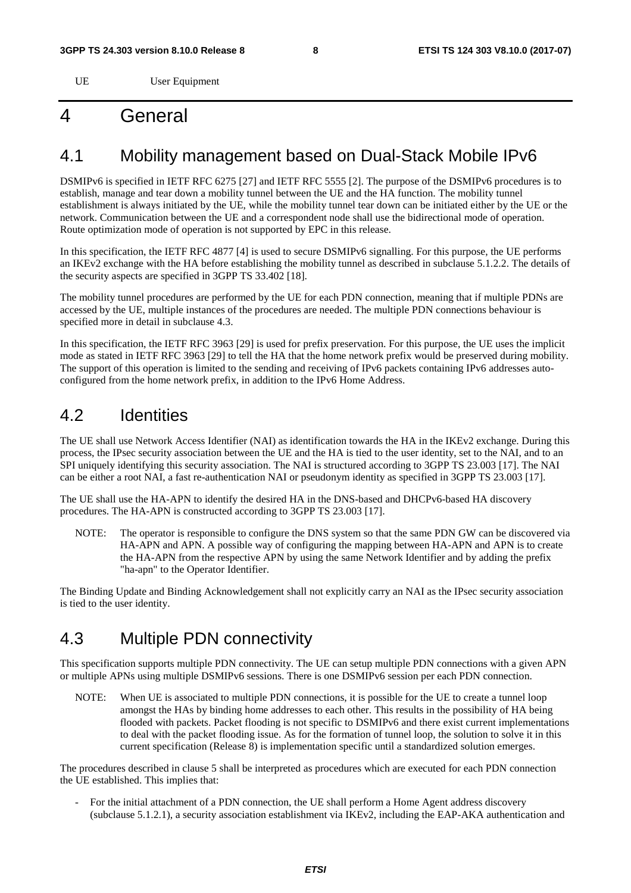UE User Equipment

# 4 General

## 4.1 Mobility management based on Dual-Stack Mobile IPv6

DSMIPv6 is specified in IETF RFC 6275 [27] and IETF RFC 5555 [2]. The purpose of the DSMIPv6 procedures is to establish, manage and tear down a mobility tunnel between the UE and the HA function. The mobility tunnel establishment is always initiated by the UE, while the mobility tunnel tear down can be initiated either by the UE or the network. Communication between the UE and a correspondent node shall use the bidirectional mode of operation. Route optimization mode of operation is not supported by EPC in this release.

In this specification, the IETF RFC 4877 [4] is used to secure DSMIPv6 signalling. For this purpose, the UE performs an IKEv2 exchange with the HA before establishing the mobility tunnel as described in subclause 5.1.2.2. The details of the security aspects are specified in 3GPP TS 33.402 [18].

The mobility tunnel procedures are performed by the UE for each PDN connection, meaning that if multiple PDNs are accessed by the UE, multiple instances of the procedures are needed. The multiple PDN connections behaviour is specified more in detail in subclause 4.3.

In this specification, the IETF RFC 3963 [29] is used for prefix preservation. For this purpose, the UE uses the implicit mode as stated in IETF RFC 3963 [29] to tell the HA that the home network prefix would be preserved during mobility. The support of this operation is limited to the sending and receiving of IPv6 packets containing IPv6 addresses auto-configured from the home network prefix, in addition to the IPv6 Home Address.

## 4.2 Identities

The UE shall use Network Access Identifier (NAI) as identification towards the HA in the IKEv2 exchange. During this process, the IPsec security association between the UE and the HA is tied to the user identity, set to the NAI, and to an SPI uniquely identifying this security association. The NAI is structured according to 3GPP TS 23.003 [17]. The NAI can be either a root NAI, a fast re-authentication NAI or pseudonym identity as specified in 3GPP TS 23.003 [17].

The UE shall use the HA-APN to identify the desired HA in the DNS-based and DHCPv6-based HA discovery procedures. The HA-APN is constructed according to 3GPP TS 23.003 [17].

NOTE: The operator is responsible to configure the DNS system so that the same PDN GW can be discovered via HA-APN and APN. A possible way of configuring the mapping between HA-APN and APN is to create the HA-APN from the respective APN by using the same Network Identifier and by adding the prefix "ha-apn" to the Operator Identifier.

The Binding Update and Binding Acknowledgement shall not explicitly carry an NAI as the IPsec security association is tied to the user identity.

## 4.3 Multiple PDN connectivity

This specification supports multiple PDN connectivity. The UE can setup multiple PDN connections with a given APN or multiple APNs using multiple DSMIPv6 sessions. There is one DSMIPv6 session per each PDN connection.

NOTE: When UE is associated to multiple PDN connections, it is possible for the UE to create a tunnel loop amongst the HAs by binding home addresses to each other. This results in the possibility of HA being flooded with packets. Packet flooding is not specific to DSMIPv6 and there exist current implementations to deal with the packet flooding issue. As for the formation of tunnel loop, the solution to solve it in this current specification (Release 8) is implementation specific until a standardized solution emerges.

The procedures described in clause 5 shall be interpreted as procedures which are executed for each PDN connection the UE established. This implies that:

- For the initial attachment of a PDN connection, the UE shall perform a Home Agent address discovery (subclause 5.1.2.1), a security association establishment via IKEv2, including the EAP-AKA authentication and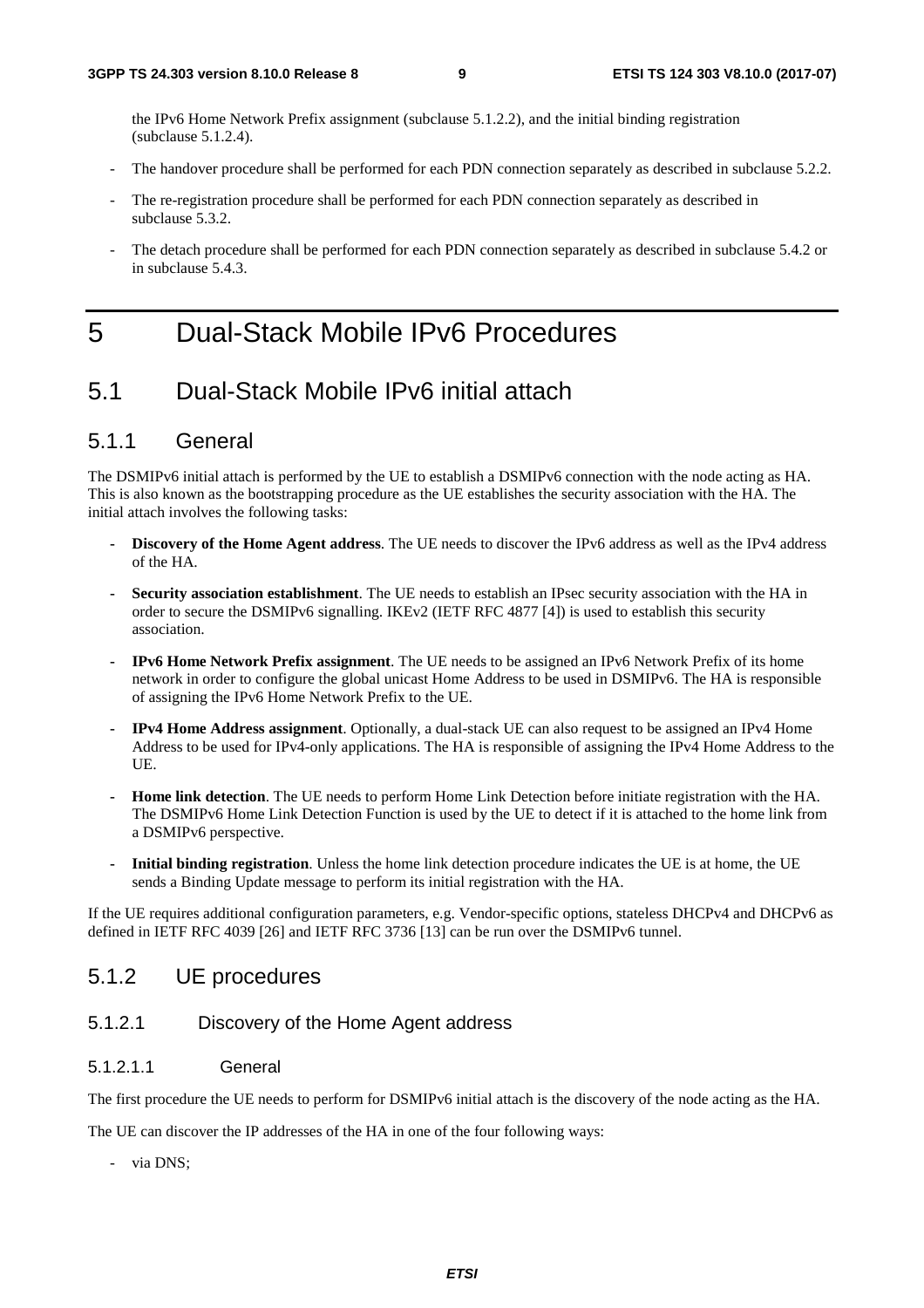the IPv6 Home Network Prefix assignment (subclause 5.1.2.2), and the initial binding registration (subclause 5.1.2.4).

- The handover procedure shall be performed for each PDN connection separately as described in subclause 5.2.2.
- The re-registration procedure shall be performed for each PDN connection separately as described in subclause 5.3.2.
- The detach procedure shall be performed for each PDN connection separately as described in subclause 5.4.2 or in subclause 5.4.3.

# 5 Dual-Stack Mobile IPv6 Procedures

## 5.1 Dual-Stack Mobile IPv6 initial attach

### 5.1.1 General

The DSMIPv6 initial attach is performed by the UE to establish a DSMIPv6 connection with the node acting as HA. This is also known as the bootstrapping procedure as the UE establishes the security association with the HA. The initial attach involves the following tasks:

- **Discovery of the Home Agent address**. The UE needs to discover the IPv6 address as well as the IPv4 address of the HA.
- **Security association establishment**. The UE needs to establish an IPsec security association with the HA in order to secure the DSMIPv6 signalling. IKEv2 (IETF RFC 4877 [4]) is used to establish this security association.
- **IPv6 Home Network Prefix assignment**. The UE needs to be assigned an IPv6 Network Prefix of its home network in order to configure the global unicast Home Address to be used in DSMIPv6. The HA is responsible of assigning the IPv6 Home Network Prefix to the UE.
- **IPv4 Home Address assignment**. Optionally, a dual-stack UE can also request to be assigned an IPv4 Home Address to be used for IPv4-only applications. The HA is responsible of assigning the IPv4 Home Address to the UE.
- **Home link detection**. The UE needs to perform Home Link Detection before initiate registration with the HA. The DSMIPv6 Home Link Detection Function is used by the UE to detect if it is attached to the home link from a DSMIPv6 perspective.
- **Initial binding registration**. Unless the home link detection procedure indicates the UE is at home, the UE sends a Binding Update message to perform its initial registration with the HA.

If the UE requires additional configuration parameters, e.g. Vendor-specific options, stateless DHCPv4 and DHCPv6 as defined in IETF RFC 4039 [26] and IETF RFC 3736 [13] can be run over the DSMIPv6 tunnel.

### 5.1.2 UE procedures

#### 5.1.2.1 Discovery of the Home Agent address

##### 5.1.2.1.1 General

The first procedure the UE needs to perform for DSMIPv6 initial attach is the discovery of the node acting as the HA.

The UE can discover the IP addresses of the HA in one of the four following ways:

- via DNS;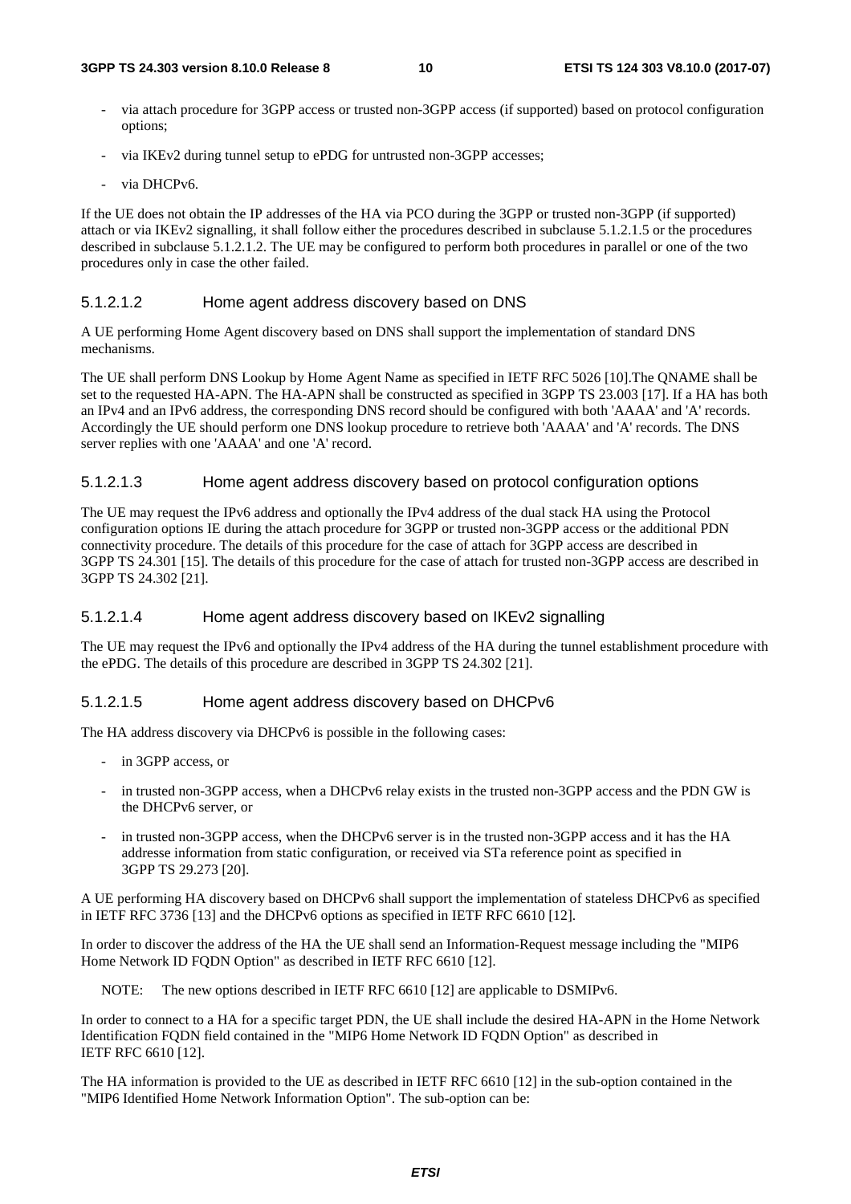- via attach procedure for 3GPP access or trusted non-3GPP access (if supported) based on protocol configuration options;
- via IKEv2 during tunnel setup to ePDG for untrusted non-3GPP accesses;
- via DHCPv6.

If the UE does not obtain the IP addresses of the HA via PCO during the 3GPP or trusted non-3GPP (if supported) attach or via IKEv2 signalling, it shall follow either the procedures described in subclause 5.1.2.1.5 or the procedures described in subclause 5.1.2.1.2. The UE may be configured to perform both procedures in parallel or one of the two procedures only in case the other failed.

##### 5.1.2.1.2 Home agent address discovery based on DNS

A UE performing Home Agent discovery based on DNS shall support the implementation of standard DNS mechanisms.

The UE shall perform DNS Lookup by Home Agent Name as specified in IETF RFC 5026 [10].The QNAME shall be set to the requested HA-APN. The HA-APN shall be constructed as specified in 3GPP TS 23.003 [17]. If a HA has both an IPv4 and an IPv6 address, the corresponding DNS record should be configured with both 'AAAA' and 'A' records. Accordingly the UE should perform one DNS lookup procedure to retrieve both 'AAAA' and 'A' records. The DNS server replies with one 'AAAA' and one 'A' record.

##### 5.1.2.1.3 Home agent address discovery based on protocol configuration options

The UE may request the IPv6 address and optionally the IPv4 address of the dual stack HA using the Protocol configuration options IE during the attach procedure for 3GPP or trusted non-3GPP access or the additional PDN connectivity procedure. The details of this procedure for the case of attach for 3GPP access are described in 3GPP TS 24.301 [15]. The details of this procedure for the case of attach for trusted non-3GPP access are described in 3GPP TS 24.302 [21].

##### 5.1.2.1.4 Home agent address discovery based on IKEv2 signalling

The UE may request the IPv6 and optionally the IPv4 address of the HA during the tunnel establishment procedure with the ePDG. The details of this procedure are described in 3GPP TS 24.302 [21].

##### 5.1.2.1.5 Home agent address discovery based on DHCPv6

The HA address discovery via DHCPv6 is possible in the following cases:

- in 3GPP access, or
- in trusted non-3GPP access, when a DHCPv6 relay exists in the trusted non-3GPP access and the PDN GW is the DHCPv6 server, or
- in trusted non-3GPP access, when the DHCPv6 server is in the trusted non-3GPP access and it has the HA addresse information from static configuration, or received via STa reference point as specified in 3GPP TS 29.273 [20].

A UE performing HA discovery based on DHCPv6 shall support the implementation of stateless DHCPv6 as specified in IETF RFC 3736 [13] and the DHCPv6 options as specified in IETF RFC 6610 [12].

In order to discover the address of the HA the UE shall send an Information-Request message including the "MIP6 Home Network ID FQDN Option" as described in IETF RFC 6610 [12].

NOTE: The new options described in IETF RFC 6610 [12] are applicable to DSMIPv6.

In order to connect to a HA for a specific target PDN, the UE shall include the desired HA-APN in the Home Network Identification FQDN field contained in the "MIP6 Home Network ID FQDN Option" as described in IETF RFC 6610 [12].

The HA information is provided to the UE as described in IETF RFC 6610 [12] in the sub-option contained in the "MIP6 Identified Home Network Information Option". The sub-option can be: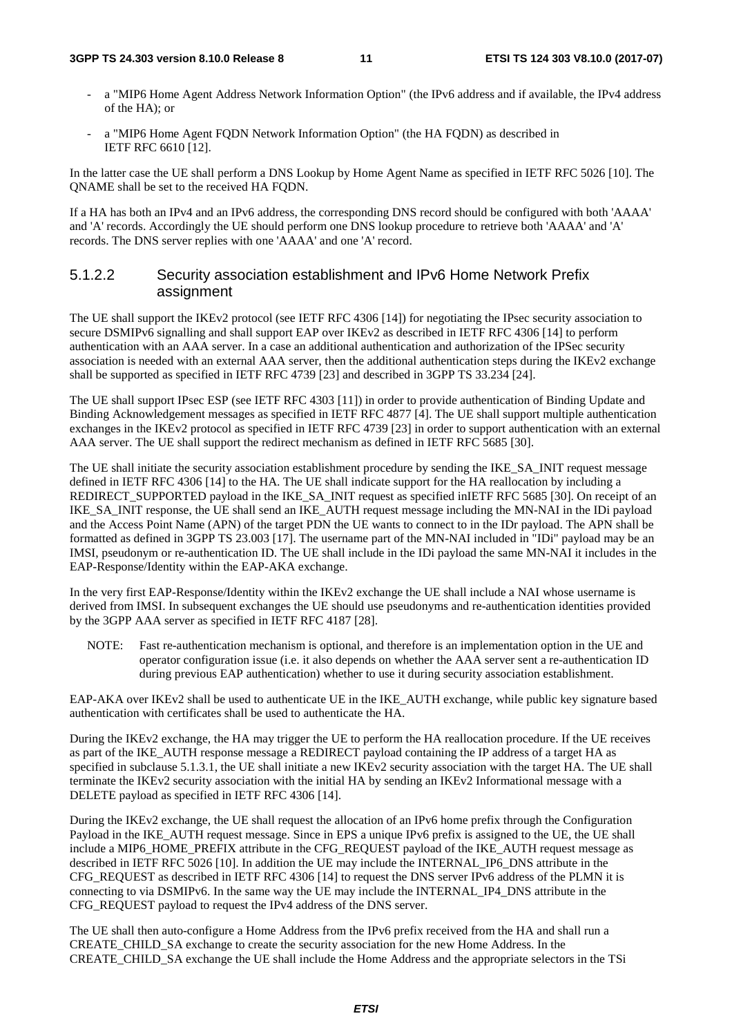- a "MIP6 Home Agent Address Network Information Option" (the IPv6 address and if available, the IPv4 address of the HA); or

- a "MIP6 Home Agent FQDN Network Information Option" (the HA FQDN) as described in IETF RFC 6610 [12].

In the latter case the UE shall perform a DNS Lookup by Home Agent Name as specified in IETF RFC 5026 [10]. The QNAME shall be set to the received HA FQDN.

If a HA has both an IPv4 and an IPv6 address, the corresponding DNS record should be configured with both 'AAAA' and 'A' records. Accordingly the UE should perform one DNS lookup procedure to retrieve both 'AAAA' and 'A' records. The DNS server replies with one 'AAAA' and one 'A' record.

#### 5.1.2.2 Security association establishment and IPv6 Home Network Prefix assignment

The UE shall support the IKEv2 protocol (see IETF RFC 4306 [14]) for negotiating the IPsec security association to secure DSMIPv6 signalling and shall support EAP over IKEv2 as described in IETF RFC 4306 [14] to perform authentication with an AAA server. In a case an additional authentication and authorization of the IPSec security association is needed with an external AAA server, then the additional authentication steps during the IKEv2 exchange shall be supported as specified in IETF RFC 4739 [23] and described in 3GPP TS 33.234 [24].

The UE shall support IPsec ESP (see IETF RFC 4303 [11]) in order to provide authentication of Binding Update and Binding Acknowledgement messages as specified in IETF RFC 4877 [4]. The UE shall support multiple authentication exchanges in the IKEv2 protocol as specified in IETF RFC 4739 [23] in order to support authentication with an external AAA server. The UE shall support the redirect mechanism as defined in IETF RFC 5685 [30].

The UE shall initiate the security association establishment procedure by sending the IKE_SA_INIT request message defined in IETF RFC 4306 [14] to the HA. The UE shall indicate support for the HA reallocation by including a REDIRECT_SUPPORTED payload in the IKE_SA_INIT request as specified inIETF RFC 5685 [30]. On receipt of an IKE_SA_INIT response, the UE shall send an IKE_AUTH request message including the MN-NAI in the IDi payload and the Access Point Name (APN) of the target PDN the UE wants to connect to in the IDr payload. The APN shall be formatted as defined in 3GPP TS 23.003 [17]. The username part of the MN-NAI included in "IDi" payload may be an IMSI, pseudonym or re-authentication ID. The UE shall include in the IDi payload the same MN-NAI it includes in the EAP-Response/Identity within the EAP-AKA exchange.

In the very first EAP-Response/Identity within the IKEv2 exchange the UE shall include a NAI whose username is derived from IMSI. In subsequent exchanges the UE should use pseudonyms and re-authentication identities provided by the 3GPP AAA server as specified in IETF RFC 4187 [28].

NOTE: Fast re-authentication mechanism is optional, and therefore is an implementation option in the UE and operator configuration issue (i.e. it also depends on whether the AAA server sent a re-authentication ID during previous EAP authentication) whether to use it during security association establishment.

EAP-AKA over IKEv2 shall be used to authenticate UE in the IKE_AUTH exchange, while public key signature based authentication with certificates shall be used to authenticate the HA.

During the IKEv2 exchange, the HA may trigger the UE to perform the HA reallocation procedure. If the UE receives as part of the IKE_AUTH response message a REDIRECT payload containing the IP address of a target HA as specified in subclause 5.1.3.1, the UE shall initiate a new IKEv2 security association with the target HA. The UE shall terminate the IKEv2 security association with the initial HA by sending an IKEv2 Informational message with a DELETE payload as specified in IETF RFC 4306 [14].

During the IKEv2 exchange, the UE shall request the allocation of an IPv6 home prefix through the Configuration Payload in the IKE_AUTH request message. Since in EPS a unique IPv6 prefix is assigned to the UE, the UE shall include a MIP6_HOME_PREFIX attribute in the CFG_REQUEST payload of the IKE_AUTH request message as described in IETF RFC 5026 [10]. In addition the UE may include the INTERNAL_IP6_DNS attribute in the CFG_REQUEST as described in IETF RFC 4306 [14] to request the DNS server IPv6 address of the PLMN it is connecting to via DSMIPv6. In the same way the UE may include the INTERNAL_IP4_DNS attribute in the CFG_REQUEST payload to request the IPv4 address of the DNS server.

The UE shall then auto-configure a Home Address from the IPv6 prefix received from the HA and shall run a CREATE_CHILD_SA exchange to create the security association for the new Home Address. In the CREATE_CHILD_SA exchange the UE shall include the Home Address and the appropriate selectors in the TSi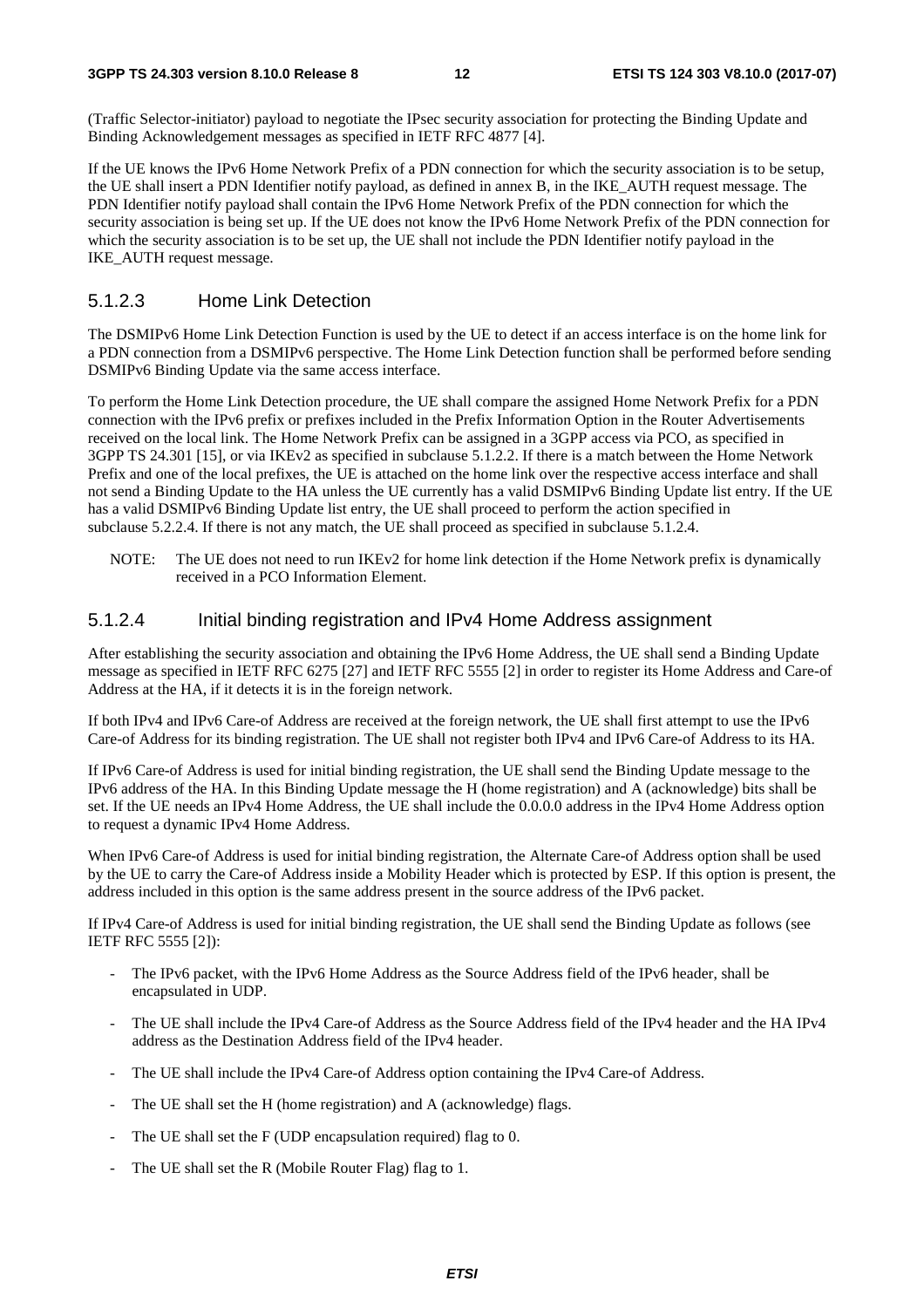(Traffic Selector-initiator) payload to negotiate the IPsec security association for protecting the Binding Update and Binding Acknowledgement messages as specified in IETF RFC 4877 [4].

If the UE knows the IPv6 Home Network Prefix of a PDN connection for which the security association is to be setup, the UE shall insert a PDN Identifier notify payload, as defined in annex B, in the IKE_AUTH request message. The PDN Identifier notify payload shall contain the IPv6 Home Network Prefix of the PDN connection for which the security association is being set up. If the UE does not know the IPv6 Home Network Prefix of the PDN connection for which the security association is to be set up, the UE shall not include the PDN Identifier notify payload in the IKE_AUTH request message.

### 5.1.2.3 Home Link Detection

The DSMIPv6 Home Link Detection Function is used by the UE to detect if an access interface is on the home link for a PDN connection from a DSMIPv6 perspective. The Home Link Detection function shall be performed before sending DSMIPv6 Binding Update via the same access interface.

To perform the Home Link Detection procedure, the UE shall compare the assigned Home Network Prefix for a PDN connection with the IPv6 prefix or prefixes included in the Prefix Information Option in the Router Advertisements received on the local link. The Home Network Prefix can be assigned in a 3GPP access via PCO, as specified in 3GPP TS 24.301 [15], or via IKEv2 as specified in subclause 5.1.2.2. If there is a match between the Home Network Prefix and one of the local prefixes, the UE is attached on the home link over the respective access interface and shall not send a Binding Update to the HA unless the UE currently has a valid DSMIPv6 Binding Update list entry. If the UE has a valid DSMIPv6 Binding Update list entry, the UE shall proceed to perform the action specified in subclause 5.2.2.4. If there is not any match, the UE shall proceed as specified in subclause 5.1.2.4.

NOTE: The UE does not need to run IKEv2 for home link detection if the Home Network prefix is dynamically received in a PCO Information Element.

### 5.1.2.4 Initial binding registration and IPv4 Home Address assignment

After establishing the security association and obtaining the IPv6 Home Address, the UE shall send a Binding Update message as specified in IETF RFC 6275 [27] and IETF RFC 5555 [2] in order to register its Home Address and Care-of Address at the HA, if it detects it is in the foreign network.

If both IPv4 and IPv6 Care-of Address are received at the foreign network, the UE shall first attempt to use the IPv6 Care-of Address for its binding registration. The UE shall not register both IPv4 and IPv6 Care-of Address to its HA.

If IPv6 Care-of Address is used for initial binding registration, the UE shall send the Binding Update message to the IPv6 address of the HA. In this Binding Update message the H (home registration) and A (acknowledge) bits shall be set. If the UE needs an IPv4 Home Address, the UE shall include the 0.0.0.0 address in the IPv4 Home Address option to request a dynamic IPv4 Home Address.

When IPv6 Care-of Address is used for initial binding registration, the Alternate Care-of Address option shall be used by the UE to carry the Care-of Address inside a Mobility Header which is protected by ESP. If this option is present, the address included in this option is the same address present in the source address of the IPv6 packet.

If IPv4 Care-of Address is used for initial binding registration, the UE shall send the Binding Update as follows (see IETF RFC 5555 [2]):

- The IPv6 packet, with the IPv6 Home Address as the Source Address field of the IPv6 header, shall be encapsulated in UDP.
- The UE shall include the IPv4 Care-of Address as the Source Address field of the IPv4 header and the HA IPv4 address as the Destination Address field of the IPv4 header.
- The UE shall include the IPv4 Care-of Address option containing the IPv4 Care-of Address.
- The UE shall set the H (home registration) and A (acknowledge) flags.
- The UE shall set the F (UDP encapsulation required) flag to 0.
- The UE shall set the R (Mobile Router Flag) flag to 1.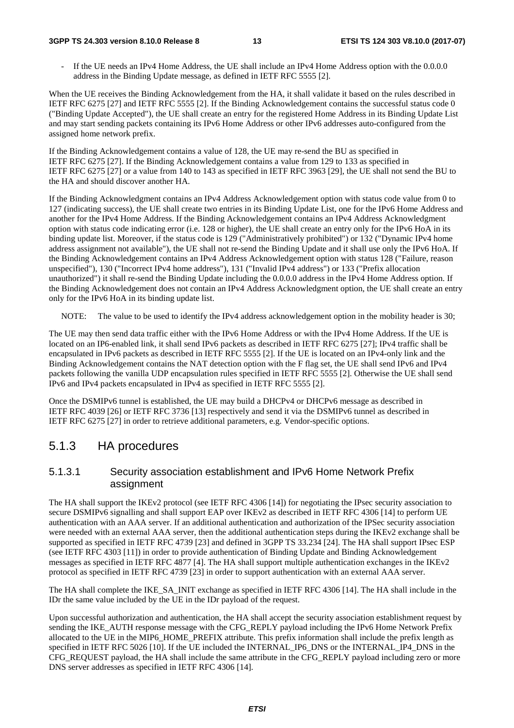- If the UE needs an IPv4 Home Address, the UE shall include an IPv4 Home Address option with the 0.0.0.0 address in the Binding Update message, as defined in IETF RFC 5555 [2].

When the UE receives the Binding Acknowledgement from the HA, it shall validate it based on the rules described in IETF RFC 6275 [27] and IETF RFC 5555 [2]. If the Binding Acknowledgement contains the successful status code 0 ("Binding Update Accepted"), the UE shall create an entry for the registered Home Address in its Binding Update List and may start sending packets containing its IPv6 Home Address or other IPv6 addresses auto-configured from the assigned home network prefix.

If the Binding Acknowledgement contains a value of 128, the UE may re-send the BU as specified in IETF RFC 6275 [27]. If the Binding Acknowledgement contains a value from 129 to 133 as specified in IETF RFC 6275 [27] or a value from 140 to 143 as specified in IETF RFC 3963 [29], the UE shall not send the BU to the HA and should discover another HA.

If the Binding Acknowledgment contains an IPv4 Address Acknowledgement option with status code value from 0 to 127 (indicating success), the UE shall create two entries in its Binding Update List, one for the IPv6 Home Address and another for the IPv4 Home Address. If the Binding Acknowledgement contains an IPv4 Address Acknowledgment option with status code indicating error (i.e. 128 or higher), the UE shall create an entry only for the IPv6 HoA in its binding update list. Moreover, if the status code is 129 ("Administratively prohibited") or 132 ("Dynamic IPv4 home address assignment not available"), the UE shall not re-send the Binding Update and it shall use only the IPv6 HoA. If the Binding Acknowledgement contains an IPv4 Address Acknowledgement option with status 128 ("Failure, reason unspecified"), 130 ("Incorrect IPv4 home address"), 131 ("Invalid IPv4 address") or 133 ("Prefix allocation unauthorized") it shall re-send the Binding Update including the 0.0.0.0 address in the IPv4 Home Address option. If the Binding Acknowledgement does not contain an IPv4 Address Acknowledgment option, the UE shall create an entry only for the IPv6 HoA in its binding update list.

NOTE: The value to be used to identify the IPv4 address acknowledgement option in the mobility header is 30;

The UE may then send data traffic either with the IPv6 Home Address or with the IPv4 Home Address. If the UE is located on an IP6-enabled link, it shall send IPv6 packets as described in IETF RFC 6275 [27]; IPv4 traffic shall be encapsulated in IPv6 packets as described in IETF RFC 5555 [2]. If the UE is located on an IPv4-only link and the Binding Acknowledgement contains the NAT detection option with the F flag set, the UE shall send IPv6 and IPv4 packets following the vanilla UDP encapsulation rules specified in IETF RFC 5555 [2]. Otherwise the UE shall send IPv6 and IPv4 packets encapsulated in IPv4 as specified in IETF RFC 5555 [2].

Once the DSMIPv6 tunnel is established, the UE may build a DHCPv4 or DHCPv6 message as described in IETF RFC 4039 [26] or IETF RFC 3736 [13] respectively and send it via the DSMIPv6 tunnel as described in IETF RFC 6275 [27] in order to retrieve additional parameters, e.g. Vendor-specific options.

## 5.1.3 HA procedures

### 5.1.3.1 Security association establishment and IPv6 Home Network Prefix assignment

The HA shall support the IKEv2 protocol (see IETF RFC 4306 [14]) for negotiating the IPsec security association to secure DSMIPv6 signalling and shall support EAP over IKEv2 as described in IETF RFC 4306 [14] to perform UE authentication with an AAA server. If an additional authentication and authorization of the IPSec security association were needed with an external AAA server, then the additional authentication steps during the IKEv2 exchange shall be supported as specified in IETF RFC 4739 [23] and defined in 3GPP TS 33.234 [24]. The HA shall support IPsec ESP (see IETF RFC 4303 [11]) in order to provide authentication of Binding Update and Binding Acknowledgement messages as specified in IETF RFC 4877 [4]. The HA shall support multiple authentication exchanges in the IKEv2 protocol as specified in IETF RFC 4739 [23] in order to support authentication with an external AAA server.

The HA shall complete the IKE_SA_INIT exchange as specified in IETF RFC 4306 [14]. The HA shall include in the IDr the same value included by the UE in the IDr payload of the request.

Upon successful authorization and authentication, the HA shall accept the security association establishment request by sending the IKE_AUTH response message with the CFG_REPLY payload including the IPv6 Home Network Prefix allocated to the UE in the MIP6_HOME_PREFIX attribute. This prefix information shall include the prefix length as specified in IETF RFC 5026 [10]. If the UE included the INTERNAL_IP6_DNS or the INTERNAL_IP4_DNS in the CFG_REQUEST payload, the HA shall include the same attribute in the CFG_REPLY payload including zero or more DNS server addresses as specified in IETF RFC 4306 [14].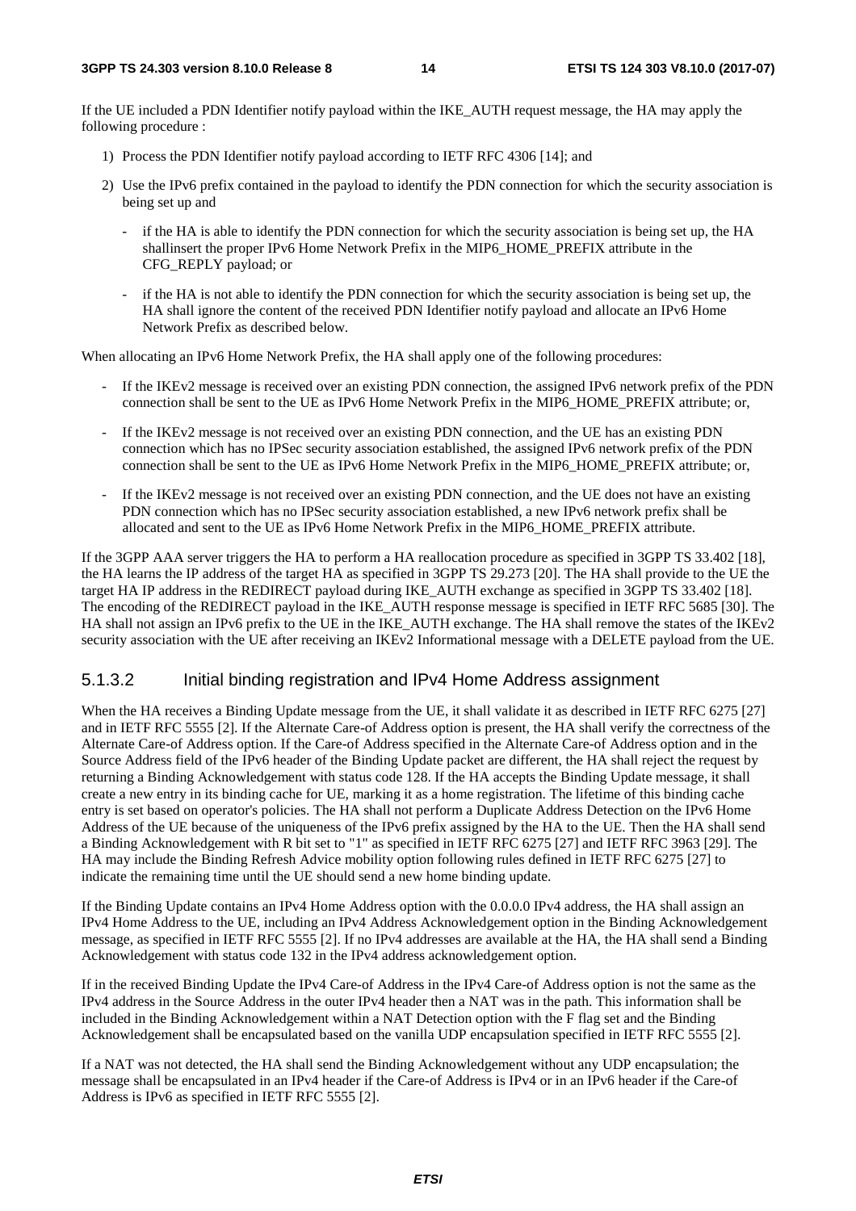If the UE included a PDN Identifier notify payload within the IKE_AUTH request message, the HA may apply the following procedure :

1) Process the PDN Identifier notify payload according to IETF RFC 4306 [14]; and

2) Use the IPv6 prefix contained in the payload to identify the PDN connection for which the security association is being set up and

   - if the HA is able to identify the PDN connection for which the security association is being set up, the HA shallinsert the proper IPv6 Home Network Prefix in the MIP6_HOME_PREFIX attribute in the CFG_REPLY payload; or

   - if the HA is not able to identify the PDN connection for which the security association is being set up, the HA shall ignore the content of the received PDN Identifier notify payload and allocate an IPv6 Home Network Prefix as described below.

When allocating an IPv6 Home Network Prefix, the HA shall apply one of the following procedures:

- If the IKEv2 message is received over an existing PDN connection, the assigned IPv6 network prefix of the PDN connection shall be sent to the UE as IPv6 Home Network Prefix in the MIP6_HOME_PREFIX attribute; or,

- If the IKEv2 message is not received over an existing PDN connection, and the UE has an existing PDN connection which has no IPSec security association established, the assigned IPv6 network prefix of the PDN connection shall be sent to the UE as IPv6 Home Network Prefix in the MIP6_HOME_PREFIX attribute; or,

- If the IKEv2 message is not received over an existing PDN connection, and the UE does not have an existing PDN connection which has no IPSec security association established, a new IPv6 network prefix shall be allocated and sent to the UE as IPv6 Home Network Prefix in the MIP6_HOME_PREFIX attribute.

If the 3GPP AAA server triggers the HA to perform a HA reallocation procedure as specified in 3GPP TS 33.402 [18], the HA learns the IP address of the target HA as specified in 3GPP TS 29.273 [20]. The HA shall provide to the UE the target HA IP address in the REDIRECT payload during IKE_AUTH exchange as specified in 3GPP TS 33.402 [18]. The encoding of the REDIRECT payload in the IKE_AUTH response message is specified in IETF RFC 5685 [30]. The HA shall not assign an IPv6 prefix to the UE in the IKE_AUTH exchange. The HA shall remove the states of the IKEv2 security association with the UE after receiving an IKEv2 Informational message with a DELETE payload from the UE.

### 5.1.3.2 Initial binding registration and IPv4 Home Address assignment

When the HA receives a Binding Update message from the UE, it shall validate it as described in IETF RFC 6275 [27] and in IETF RFC 5555 [2]. If the Alternate Care-of Address option is present, the HA shall verify the correctness of the Alternate Care-of Address option. If the Care-of Address specified in the Alternate Care-of Address option and in the Source Address field of the IPv6 header of the Binding Update packet are different, the HA shall reject the request by returning a Binding Acknowledgement with status code 128. If the HA accepts the Binding Update message, it shall create a new entry in its binding cache for UE, marking it as a home registration. The lifetime of this binding cache entry is set based on operator's policies. The HA shall not perform a Duplicate Address Detection on the IPv6 Home Address of the UE because of the uniqueness of the IPv6 prefix assigned by the HA to the UE. Then the HA shall send a Binding Acknowledgement with R bit set to "1" as specified in IETF RFC 6275 [27] and IETF RFC 3963 [29]. The HA may include the Binding Refresh Advice mobility option following rules defined in IETF RFC 6275 [27] to indicate the remaining time until the UE should send a new home binding update.

If the Binding Update contains an IPv4 Home Address option with the 0.0.0.0 IPv4 address, the HA shall assign an IPv4 Home Address to the UE, including an IPv4 Address Acknowledgement option in the Binding Acknowledgement message, as specified in IETF RFC 5555 [2]. If no IPv4 addresses are available at the HA, the HA shall send a Binding Acknowledgement with status code 132 in the IPv4 address acknowledgement option.

If in the received Binding Update the IPv4 Care-of Address in the IPv4 Care-of Address option is not the same as the IPv4 address in the Source Address in the outer IPv4 header then a NAT was in the path. This information shall be included in the Binding Acknowledgement within a NAT Detection option with the F flag set and the Binding Acknowledgement shall be encapsulated based on the vanilla UDP encapsulation specified in IETF RFC 5555 [2].

If a NAT was not detected, the HA shall send the Binding Acknowledgement without any UDP encapsulation; the message shall be encapsulated in an IPv4 header if the Care-of Address is IPv4 or in an IPv6 header if the Care-of Address is IPv6 as specified in IETF RFC 5555 [2].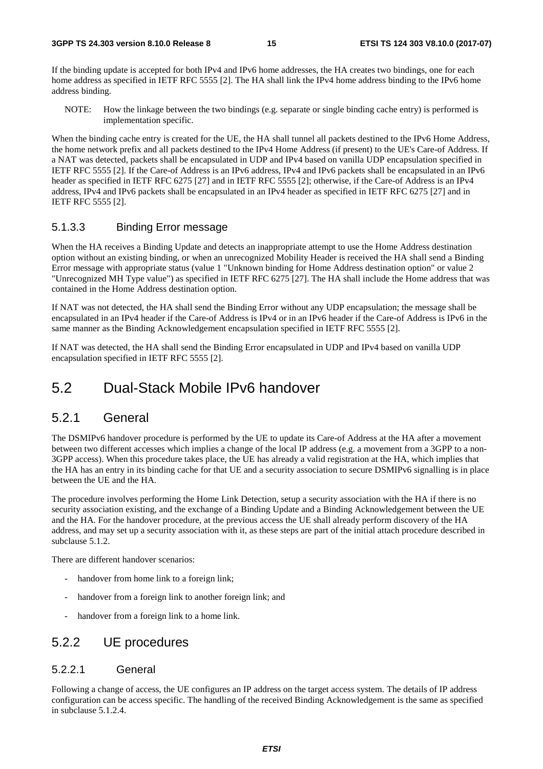If the binding update is accepted for both IPv4 and IPv6 home addresses, the HA creates two bindings, one for each home address as specified in IETF RFC 5555 [2]. The HA shall link the IPv4 home address binding to the IPv6 home address binding.

NOTE: How the linkage between the two bindings (e.g. separate or single binding cache entry) is performed is implementation specific.

When the binding cache entry is created for the UE, the HA shall tunnel all packets destined to the IPv6 Home Address, the home network prefix and all packets destined to the IPv4 Home Address (if present) to the UE's Care-of Address. If a NAT was detected, packets shall be encapsulated in UDP and IPv4 based on vanilla UDP encapsulation specified in IETF RFC 5555 [2]. If the Care-of Address is an IPv6 address, IPv4 and IPv6 packets shall be encapsulated in an IPv6 header as specified in IETF RFC 6275 [27] and in IETF RFC 5555 [2]; otherwise, if the Care-of Address is an IPv4 address, IPv4 and IPv6 packets shall be encapsulated in an IPv4 header as specified in IETF RFC 6275 [27] and in IETF RFC 5555 [2].

#### 5.1.3.3 Binding Error message

When the HA receives a Binding Update and detects an inappropriate attempt to use the Home Address destination option without an existing binding, or when an unrecognized Mobility Header is received the HA shall send a Binding Error message with appropriate status (value 1 "Unknown binding for Home Address destination option" or value 2 "Unrecognized MH Type value") as specified in IETF RFC 6275 [27]. The HA shall include the Home address that was contained in the Home Address destination option.

If NAT was not detected, the HA shall send the Binding Error without any UDP encapsulation; the message shall be encapsulated in an IPv4 header if the Care-of Address is IPv4 or in an IPv6 header if the Care-of Address is IPv6 in the same manner as the Binding Acknowledgement encapsulation specified in IETF RFC 5555 [2].

If NAT was detected, the HA shall send the Binding Error encapsulated in UDP and IPv4 based on vanilla UDP encapsulation specified in IETF RFC 5555 [2].

## 5.2 Dual-Stack Mobile IPv6 handover

### 5.2.1 General

The DSMIPv6 handover procedure is performed by the UE to update its Care-of Address at the HA after a movement between two different accesses which implies a change of the local IP address (e.g. a movement from a 3GPP to a non-3GPP access). When this procedure takes place, the UE has already a valid registration at the HA, which implies that the HA has an entry in its binding cache for that UE and a security association to secure DSMIPv6 signalling is in place between the UE and the HA.

The procedure involves performing the Home Link Detection, setup a security association with the HA if there is no security association existing, and the exchange of a Binding Update and a Binding Acknowledgement between the UE and the HA. For the handover procedure, at the previous access the UE shall already perform discovery of the HA address, and may set up a security association with it, as these steps are part of the initial attach procedure described in subclause 5.1.2.

There are different handover scenarios:

- handover from home link to a foreign link;
- handover from a foreign link to another foreign link; and
- handover from a foreign link to a home link.

### 5.2.2 UE procedures

#### 5.2.2.1 General

Following a change of access, the UE configures an IP address on the target access system. The details of IP address configuration can be access specific. The handling of the received Binding Acknowledgement is the same as specified in subclause 5.1.2.4.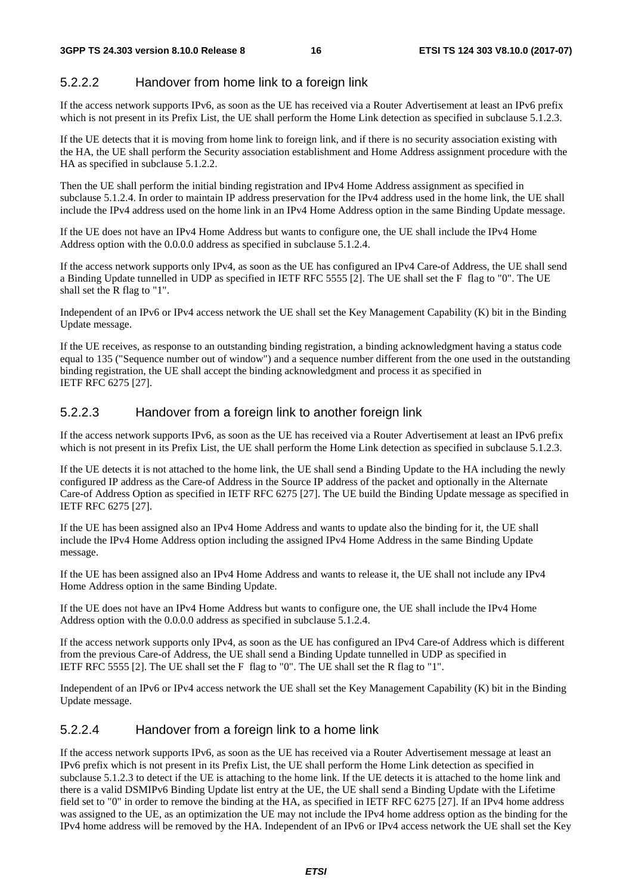### 5.2.2.2 Handover from home link to a foreign link

If the access network supports IPv6, as soon as the UE has received via a Router Advertisement at least an IPv6 prefix which is not present in its Prefix List, the UE shall perform the Home Link detection as specified in subclause 5.1.2.3.

If the UE detects that it is moving from home link to foreign link, and if there is no security association existing with the HA, the UE shall perform the Security association establishment and Home Address assignment procedure with the HA as specified in subclause 5.1.2.2.

Then the UE shall perform the initial binding registration and IPv4 Home Address assignment as specified in subclause 5.1.2.4. In order to maintain IP address preservation for the IPv4 address used in the home link, the UE shall include the IPv4 address used on the home link in an IPv4 Home Address option in the same Binding Update message.

If the UE does not have an IPv4 Home Address but wants to configure one, the UE shall include the IPv4 Home Address option with the 0.0.0.0 address as specified in subclause 5.1.2.4.

If the access network supports only IPv4, as soon as the UE has configured an IPv4 Care-of Address, the UE shall send a Binding Update tunnelled in UDP as specified in IETF RFC 5555 [2]. The UE shall set the F flag to "0". The UE shall set the R flag to "1".

Independent of an IPv6 or IPv4 access network the UE shall set the Key Management Capability (K) bit in the Binding Update message.

If the UE receives, as response to an outstanding binding registration, a binding acknowledgment having a status code equal to 135 ("Sequence number out of window") and a sequence number different from the one used in the outstanding binding registration, the UE shall accept the binding acknowledgment and process it as specified in IETF RFC 6275 [27].

### 5.2.2.3 Handover from a foreign link to another foreign link

If the access network supports IPv6, as soon as the UE has received via a Router Advertisement at least an IPv6 prefix which is not present in its Prefix List, the UE shall perform the Home Link detection as specified in subclause 5.1.2.3.

If the UE detects it is not attached to the home link, the UE shall send a Binding Update to the HA including the newly configured IP address as the Care-of Address in the Source IP address of the packet and optionally in the Alternate Care-of Address Option as specified in IETF RFC 6275 [27]. The UE build the Binding Update message as specified in IETF RFC 6275 [27].

If the UE has been assigned also an IPv4 Home Address and wants to update also the binding for it, the UE shall include the IPv4 Home Address option including the assigned IPv4 Home Address in the same Binding Update message.

If the UE has been assigned also an IPv4 Home Address and wants to release it, the UE shall not include any IPv4 Home Address option in the same Binding Update.

If the UE does not have an IPv4 Home Address but wants to configure one, the UE shall include the IPv4 Home Address option with the 0.0.0.0 address as specified in subclause 5.1.2.4.

If the access network supports only IPv4, as soon as the UE has configured an IPv4 Care-of Address which is different from the previous Care-of Address, the UE shall send a Binding Update tunnelled in UDP as specified in IETF RFC 5555 [2]. The UE shall set the F flag to "0". The UE shall set the R flag to "1".

Independent of an IPv6 or IPv4 access network the UE shall set the Key Management Capability (K) bit in the Binding Update message.

### 5.2.2.4 Handover from a foreign link to a home link

If the access network supports IPv6, as soon as the UE has received via a Router Advertisement message at least an IPv6 prefix which is not present in its Prefix List, the UE shall perform the Home Link detection as specified in subclause 5.1.2.3 to detect if the UE is attaching to the home link. If the UE detects it is attached to the home link and there is a valid DSMIPv6 Binding Update list entry at the UE, the UE shall send a Binding Update with the Lifetime field set to "0" in order to remove the binding at the HA, as specified in IETF RFC 6275 [27]. If an IPv4 home address was assigned to the UE, as an optimization the UE may not include the IPv4 home address option as the binding for the IPv4 home address will be removed by the HA. Independent of an IPv6 or IPv4 access network the UE shall set the Key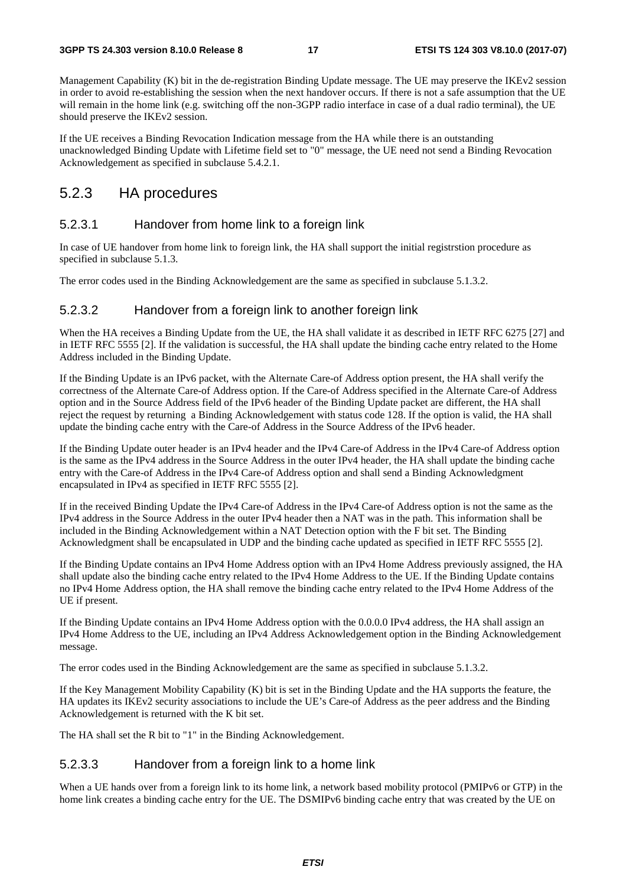Management Capability (K) bit in the de-registration Binding Update message. The UE may preserve the IKEv2 session in order to avoid re-establishing the session when the next handover occurs. If there is not a safe assumption that the UE will remain in the home link (e.g. switching off the non-3GPP radio interface in case of a dual radio terminal), the UE should preserve the IKEv2 session.

If the UE receives a Binding Revocation Indication message from the HA while there is an outstanding unacknowledged Binding Update with Lifetime field set to "0" message, the UE need not send a Binding Revocation Acknowledgement as specified in subclause 5.4.2.1.

### 5.2.3 HA procedures

#### 5.2.3.1 Handover from home link to a foreign link

In case of UE handover from home link to foreign link, the HA shall support the initial registrstion procedure as specified in subclause 5.1.3.

The error codes used in the Binding Acknowledgement are the same as specified in subclause 5.1.3.2.

#### 5.2.3.2 Handover from a foreign link to another foreign link

When the HA receives a Binding Update from the UE, the HA shall validate it as described in IETF RFC 6275 [27] and in IETF RFC 5555 [2]. If the validation is successful, the HA shall update the binding cache entry related to the Home Address included in the Binding Update.

If the Binding Update is an IPv6 packet, with the Alternate Care-of Address option present, the HA shall verify the correctness of the Alternate Care-of Address option. If the Care-of Address specified in the Alternate Care-of Address option and in the Source Address field of the IPv6 header of the Binding Update packet are different, the HA shall reject the request by returning a Binding Acknowledgement with status code 128. If the option is valid, the HA shall update the binding cache entry with the Care-of Address in the Source Address of the IPv6 header.

If the Binding Update outer header is an IPv4 header and the IPv4 Care-of Address in the IPv4 Care-of Address option is the same as the IPv4 address in the Source Address in the outer IPv4 header, the HA shall update the binding cache entry with the Care-of Address in the IPv4 Care-of Address option and shall send a Binding Acknowledgment encapsulated in IPv4 as specified in IETF RFC 5555 [2].

If in the received Binding Update the IPv4 Care-of Address in the IPv4 Care-of Address option is not the same as the IPv4 address in the Source Address in the outer IPv4 header then a NAT was in the path. This information shall be included in the Binding Acknowledgement within a NAT Detection option with the F bit set. The Binding Acknowledgment shall be encapsulated in UDP and the binding cache updated as specified in IETF RFC 5555 [2].

If the Binding Update contains an IPv4 Home Address option with an IPv4 Home Address previously assigned, the HA shall update also the binding cache entry related to the IPv4 Home Address to the UE. If the Binding Update contains no IPv4 Home Address option, the HA shall remove the binding cache entry related to the IPv4 Home Address of the UE if present.

If the Binding Update contains an IPv4 Home Address option with the 0.0.0.0 IPv4 address, the HA shall assign an IPv4 Home Address to the UE, including an IPv4 Address Acknowledgement option in the Binding Acknowledgement message.

The error codes used in the Binding Acknowledgement are the same as specified in subclause 5.1.3.2.

If the Key Management Mobility Capability (K) bit is set in the Binding Update and the HA supports the feature, the HA updates its IKEv2 security associations to include the UE's Care-of Address as the peer address and the Binding Acknowledgement is returned with the K bit set.

The HA shall set the R bit to "1" in the Binding Acknowledgement.

#### 5.2.3.3 Handover from a foreign link to a home link

When a UE hands over from a foreign link to its home link, a network based mobility protocol (PMIPv6 or GTP) in the home link creates a binding cache entry for the UE. The DSMIPv6 binding cache entry that was created by the UE on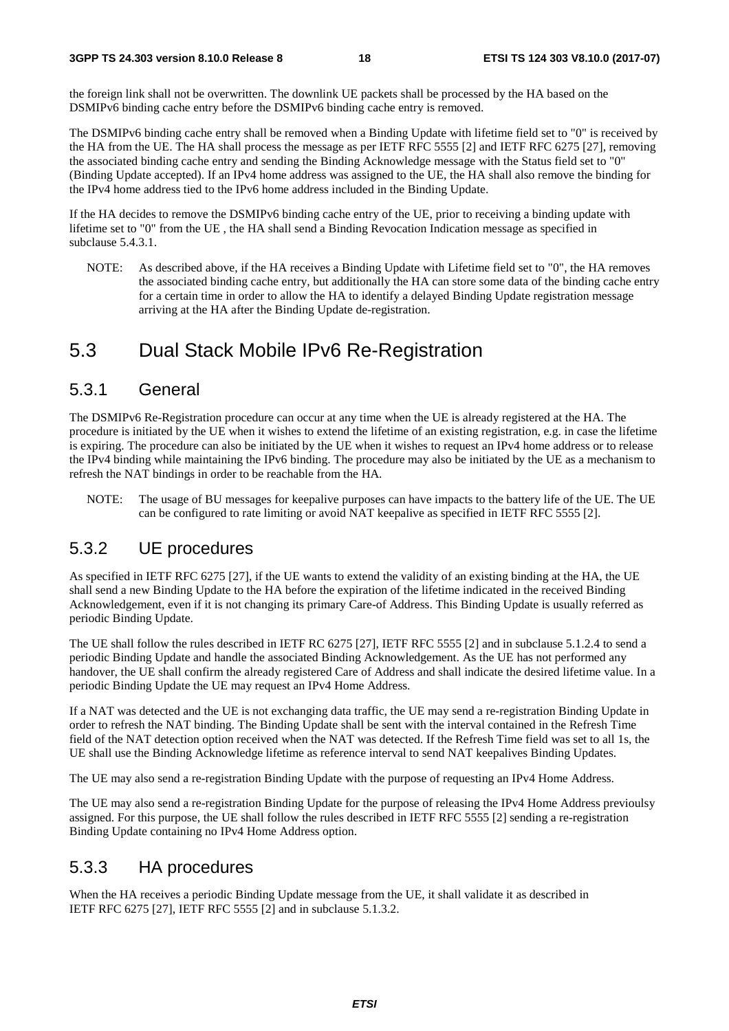the foreign link shall not be overwritten. The downlink UE packets shall be processed by the HA based on the DSMIPv6 binding cache entry before the DSMIPv6 binding cache entry is removed.

The DSMIPv6 binding cache entry shall be removed when a Binding Update with lifetime field set to "0" is received by the HA from the UE. The HA shall process the message as per IETF RFC 5555 [2] and IETF RFC 6275 [27], removing the associated binding cache entry and sending the Binding Acknowledge message with the Status field set to "0" (Binding Update accepted). If an IPv4 home address was assigned to the UE, the HA shall also remove the binding for the IPv4 home address tied to the IPv6 home address included in the Binding Update.

If the HA decides to remove the DSMIPv6 binding cache entry of the UE, prior to receiving a binding update with lifetime set to "0" from the UE , the HA shall send a Binding Revocation Indication message as specified in subclause 5.4.3.1.

NOTE: As described above, if the HA receives a Binding Update with Lifetime field set to "0", the HA removes the associated binding cache entry, but additionally the HA can store some data of the binding cache entry for a certain time in order to allow the HA to identify a delayed Binding Update registration message arriving at the HA after the Binding Update de-registration.

# 5.3 Dual Stack Mobile IPv6 Re-Registration

## 5.3.1 General

The DSMIPv6 Re-Registration procedure can occur at any time when the UE is already registered at the HA. The procedure is initiated by the UE when it wishes to extend the lifetime of an existing registration, e.g. in case the lifetime is expiring. The procedure can also be initiated by the UE when it wishes to request an IPv4 home address or to release the IPv4 binding while maintaining the IPv6 binding. The procedure may also be initiated by the UE as a mechanism to refresh the NAT bindings in order to be reachable from the HA.

NOTE: The usage of BU messages for keepalive purposes can have impacts to the battery life of the UE. The UE can be configured to rate limiting or avoid NAT keepalive as specified in IETF RFC 5555 [2].

## 5.3.2 UE procedures

As specified in IETF RFC 6275 [27], if the UE wants to extend the validity of an existing binding at the HA, the UE shall send a new Binding Update to the HA before the expiration of the lifetime indicated in the received Binding Acknowledgement, even if it is not changing its primary Care-of Address. This Binding Update is usually referred as periodic Binding Update.

The UE shall follow the rules described in IETF RC 6275 [27], IETF RFC 5555 [2] and in subclause 5.1.2.4 to send a periodic Binding Update and handle the associated Binding Acknowledgement. As the UE has not performed any handover, the UE shall confirm the already registered Care of Address and shall indicate the desired lifetime value. In a periodic Binding Update the UE may request an IPv4 Home Address.

If a NAT was detected and the UE is not exchanging data traffic, the UE may send a re-registration Binding Update in order to refresh the NAT binding. The Binding Update shall be sent with the interval contained in the Refresh Time field of the NAT detection option received when the NAT was detected. If the Refresh Time field was set to all 1s, the UE shall use the Binding Acknowledge lifetime as reference interval to send NAT keepalives Binding Updates.

The UE may also send a re-registration Binding Update with the purpose of requesting an IPv4 Home Address.

The UE may also send a re-registration Binding Update for the purpose of releasing the IPv4 Home Address previoulsy assigned. For this purpose, the UE shall follow the rules described in IETF RFC 5555 [2] sending a re-registration Binding Update containing no IPv4 Home Address option.

## 5.3.3 HA procedures

When the HA receives a periodic Binding Update message from the UE, it shall validate it as described in IETF RFC 6275 [27], IETF RFC 5555 [2] and in subclause 5.1.3.2.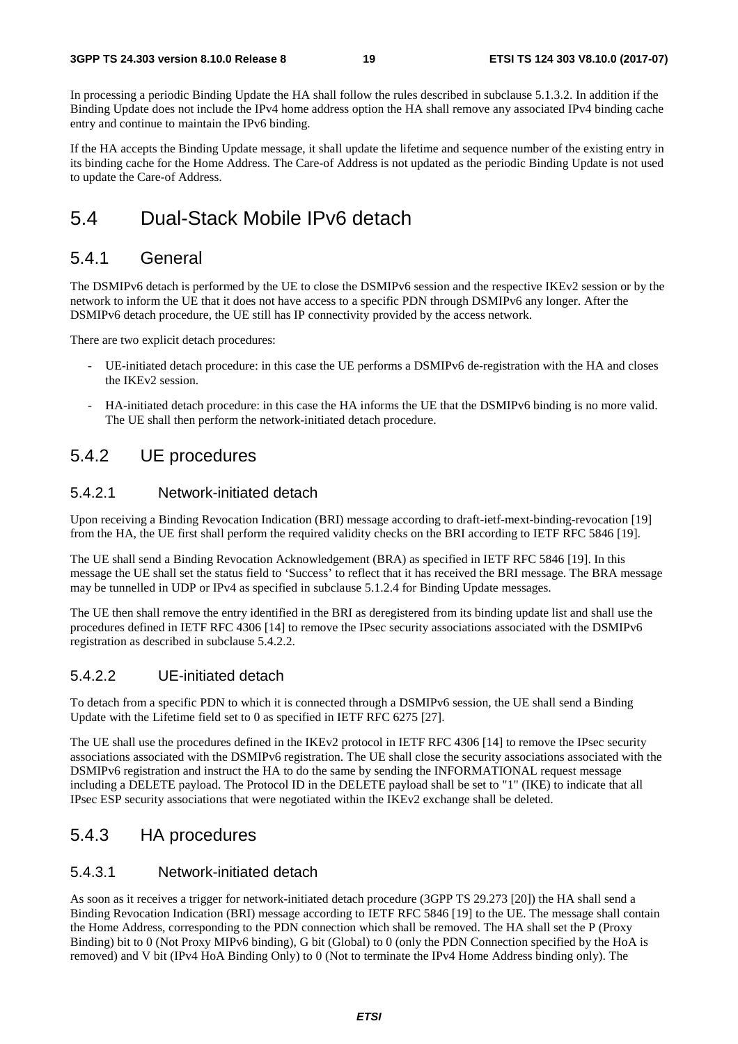In processing a periodic Binding Update the HA shall follow the rules described in subclause 5.1.3.2. In addition if the Binding Update does not include the IPv4 home address option the HA shall remove any associated IPv4 binding cache entry and continue to maintain the IPv6 binding.

If the HA accepts the Binding Update message, it shall update the lifetime and sequence number of the existing entry in its binding cache for the Home Address. The Care-of Address is not updated as the periodic Binding Update is not used to update the Care-of Address.

# 5.4 Dual-Stack Mobile IPv6 detach

## 5.4.1 General

The DSMIPv6 detach is performed by the UE to close the DSMIPv6 session and the respective IKEv2 session or by the network to inform the UE that it does not have access to a specific PDN through DSMIPv6 any longer. After the DSMIPv6 detach procedure, the UE still has IP connectivity provided by the access network.

There are two explicit detach procedures:

- UE-initiated detach procedure: in this case the UE performs a DSMIPv6 de-registration with the HA and closes the IKEv2 session.
- HA-initiated detach procedure: in this case the HA informs the UE that the DSMIPv6 binding is no more valid. The UE shall then perform the network-initiated detach procedure.

## 5.4.2 UE procedures

### 5.4.2.1 Network-initiated detach

Upon receiving a Binding Revocation Indication (BRI) message according to draft-ietf-mext-binding-revocation [19] from the HA, the UE first shall perform the required validity checks on the BRI according to IETF RFC 5846 [19].

The UE shall send a Binding Revocation Acknowledgement (BRA) as specified in IETF RFC 5846 [19]. In this message the UE shall set the status field to 'Success' to reflect that it has received the BRI message. The BRA message may be tunnelled in UDP or IPv4 as specified in subclause 5.1.2.4 for Binding Update messages.

The UE then shall remove the entry identified in the BRI as deregistered from its binding update list and shall use the procedures defined in IETF RFC 4306 [14] to remove the IPsec security associations associated with the DSMIPv6 registration as described in subclause 5.4.2.2.

### 5.4.2.2 UE-initiated detach

To detach from a specific PDN to which it is connected through a DSMIPv6 session, the UE shall send a Binding Update with the Lifetime field set to 0 as specified in IETF RFC 6275 [27].

The UE shall use the procedures defined in the IKEv2 protocol in IETF RFC 4306 [14] to remove the IPsec security associations associated with the DSMIPv6 registration. The UE shall close the security associations associated with the DSMIPv6 registration and instruct the HA to do the same by sending the INFORMATIONAL request message including a DELETE payload. The Protocol ID in the DELETE payload shall be set to "1" (IKE) to indicate that all IPsec ESP security associations that were negotiated within the IKEv2 exchange shall be deleted.

## 5.4.3 HA procedures

### 5.4.3.1 Network-initiated detach

As soon as it receives a trigger for network-initiated detach procedure (3GPP TS 29.273 [20]) the HA shall send a Binding Revocation Indication (BRI) message according to IETF RFC 5846 [19] to the UE. The message shall contain the Home Address, corresponding to the PDN connection which shall be removed. The HA shall set the P (Proxy Binding) bit to 0 (Not Proxy MIPv6 binding), G bit (Global) to 0 (only the PDN Connection specified by the HoA is removed) and V bit (IPv4 HoA Binding Only) to 0 (Not to terminate the IPv4 Home Address binding only). The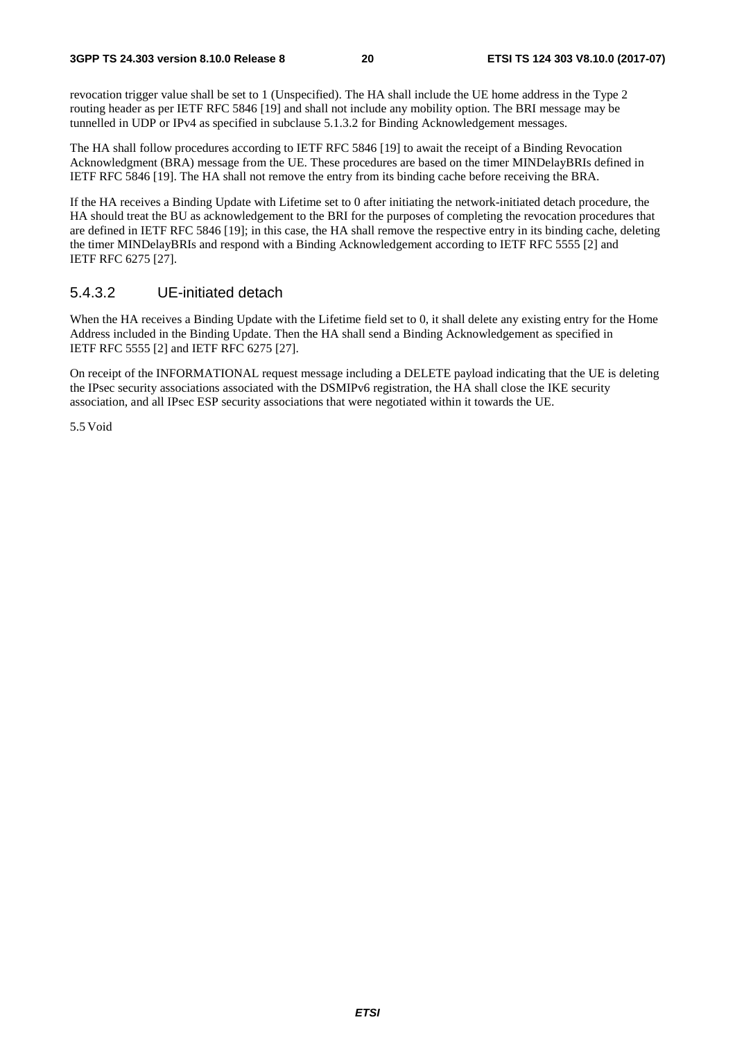revocation trigger value shall be set to 1 (Unspecified). The HA shall include the UE home address in the Type 2 routing header as per IETF RFC 5846 [19] and shall not include any mobility option. The BRI message may be tunnelled in UDP or IPv4 as specified in subclause 5.1.3.2 for Binding Acknowledgement messages.

The HA shall follow procedures according to IETF RFC 5846 [19] to await the receipt of a Binding Revocation Acknowledgment (BRA) message from the UE. These procedures are based on the timer MINDelayBRIs defined in IETF RFC 5846 [19]. The HA shall not remove the entry from its binding cache before receiving the BRA.

If the HA receives a Binding Update with Lifetime set to 0 after initiating the network-initiated detach procedure, the HA should treat the BU as acknowledgement to the BRI for the purposes of completing the revocation procedures that are defined in IETF RFC 5846 [19]; in this case, the HA shall remove the respective entry in its binding cache, deleting the timer MINDelayBRIs and respond with a Binding Acknowledgement according to IETF RFC 5555 [2] and IETF RFC 6275 [27].

#### 5.4.3.2 UE-initiated detach

When the HA receives a Binding Update with the Lifetime field set to 0, it shall delete any existing entry for the Home Address included in the Binding Update. Then the HA shall send a Binding Acknowledgement as specified in IETF RFC 5555 [2] and IETF RFC 6275 [27].

On receipt of the INFORMATIONAL request message including a DELETE payload indicating that the UE is deleting the IPsec security associations associated with the DSMIPv6 registration, the HA shall close the IKE security association, and all IPsec ESP security associations that were negotiated within it towards the UE.

5.5 Void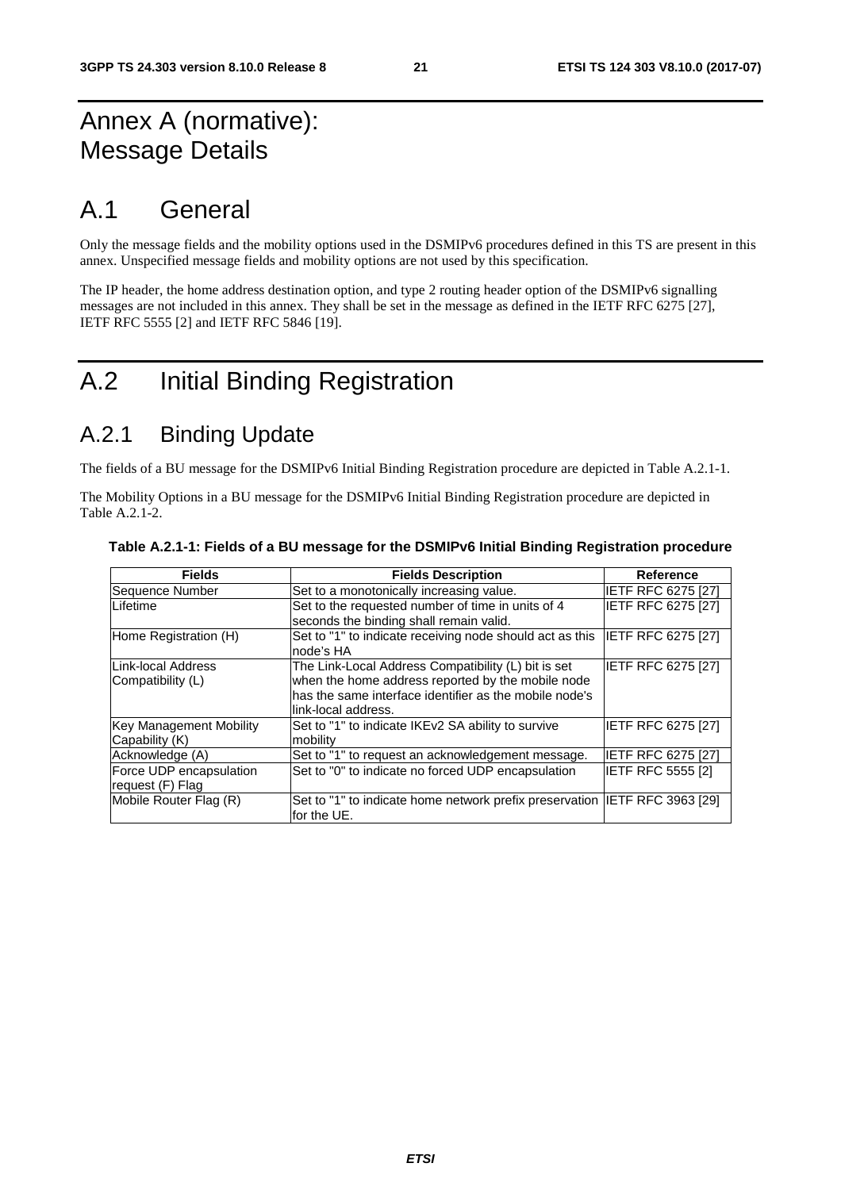# Annex A (normative): Message Details

# A.1 General

Only the message fields and the mobility options used in the DSMIPv6 procedures defined in this TS are present in this annex. Unspecified message fields and mobility options are not used by this specification.

The IP header, the home address destination option, and type 2 routing header option of the DSMIPv6 signalling messages are not included in this annex. They shall be set in the message as defined in the IETF RFC 6275 [27], IETF RFC 5555 [2] and IETF RFC 5846 [19].

# A.2 Initial Binding Registration

## A.2.1 Binding Update

The fields of a BU message for the DSMIPv6 Initial Binding Registration procedure are depicted in Table A.2.1-1.

The Mobility Options in a BU message for the DSMIPv6 Initial Binding Registration procedure are depicted in Table A.2.1-2.

**Table A.2.1-1: Fields of a BU message for the DSMIPv6 Initial Binding Registration procedure**

| Fields | Fields Description | Reference |
|---|---|---|
| Sequence Number | Set to a monotonically increasing value. | IETF RFC 6275 [27] |
| Lifetime | Set to the requested number of time in units of 4 seconds the binding shall remain valid. | IETF RFC 6275 [27] |
| Home Registration (H) | Set to "1" to indicate receiving node should act as this node's HA | IETF RFC 6275 [27] |
| Link-local Address Compatibility (L) | The Link-Local Address Compatibility (L) bit is set when the home address reported by the mobile node has the same interface identifier as the mobile node's link-local address. | IETF RFC 6275 [27] |
| Key Management Mobility Capability (K) | Set to "1" to indicate IKEv2 SA ability to survive mobility | IETF RFC 6275 [27] |
| Acknowledge (A) | Set to "1" to request an acknowledgement message. | IETF RFC 6275 [27] |
| Force UDP encapsulation request (F) Flag | Set to "0" to indicate no forced UDP encapsulation | IETF RFC 5555 [2] |
| Mobile Router Flag (R) | Set to "1" to indicate home network prefix preservation for the UE. | IETF RFC 3963 [29] |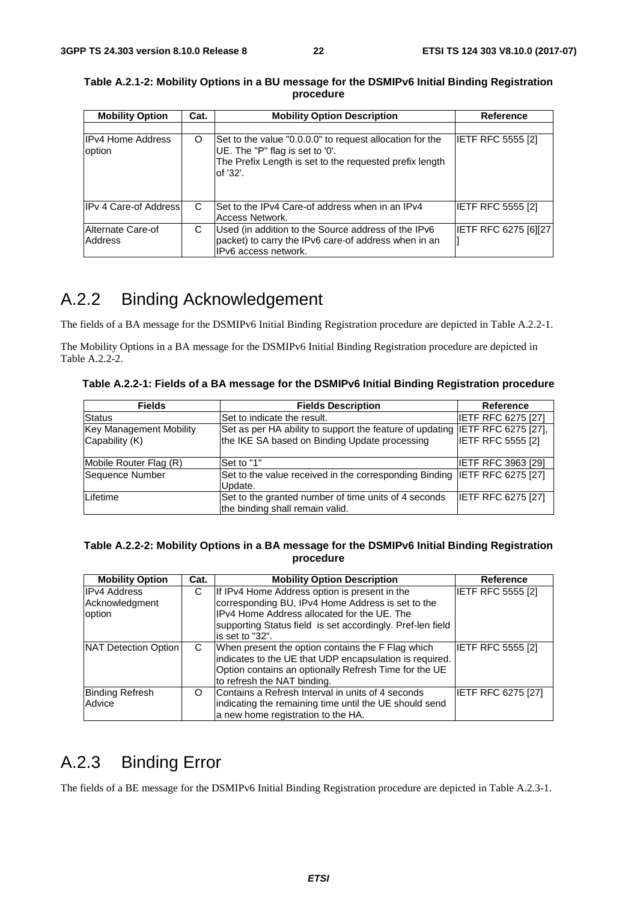**Table A.2.1-2: Mobility Options in a BU message for the DSMIPv6 Initial Binding Registration procedure**

| Mobility Option | Cat. | Mobility Option Description | Reference |
|---|---|---|---|
| | | | |
| IPv4 Home Address option | O | Set to the value "0.0.0.0" to request allocation for the UE. The "P" flag is set to '0'. The Prefix Length is set to the requested prefix length of '32'. | IETF RFC 5555 [2] |
| IPv 4 Care-of Address | C | Set to the IPv4 Care-of address when in an IPv4 Access Network. | IETF RFC 5555 [2] |
| Alternate Care-of Address | C | Used (in addition to the Source address of the IPv6 packet) to carry the IPv6 care-of address when in an IPv6 access network. | IETF RFC 6275 [6][27] |

# A.2.2 Binding Acknowledgement

The fields of a BA message for the DSMIPv6 Initial Binding Registration procedure are depicted in Table A.2.2-1.

The Mobility Options in a BA message for the DSMIPv6 Initial Binding Registration procedure are depicted in Table A.2.2-2.

**Table A.2.2-1: Fields of a BA message for the DSMIPv6 Initial Binding Registration procedure**

| Fields | Fields Description | Reference |
|---|---|---|
| Status | Set to indicate the result. | IETF RFC 6275 [27] |
| Key Management Mobility Capability (K) | Set as per HA ability to support the feature of updating the IKE SA based on Binding Update processing | IETF RFC 6275 [27], IETF RFC 5555 [2] |
| Mobile Router Flag (R) | Set to "1" | IETF RFC 3963 [29] |
| Sequence Number | Set to the value received in the corresponding Binding Update. | IETF RFC 6275 [27] |
| Lifetime | Set to the granted number of time units of 4 seconds the binding shall remain valid. | IETF RFC 6275 [27] |

**Table A.2.2-2: Mobility Options in a BA message for the DSMIPv6 Initial Binding Registration procedure**

| Mobility Option | Cat. | Mobility Option Description | Reference |
|---|---|---|---|
| IPv4 Address Acknowledgment option | C | If IPv4 Home Address option is present in the corresponding BU, IPv4 Home Address is set to the IPv4 Home Address allocated for the UE. The supporting Status field is set accordingly. Pref-len field is set to "32". | IETF RFC 5555 [2] |
| NAT Detection Option | C | When present the option contains the F Flag which indicates to the UE that UDP encapsulation is required. Option contains an optionally Refresh Time for the UE to refresh the NAT binding. | IETF RFC 5555 [2] |
| Binding Refresh Advice | O | Contains a Refresh Interval in units of 4 seconds indicating the remaining time until the UE should send a new home registration to the HA. | IETF RFC 6275 [27] |

# A.2.3 Binding Error

The fields of a BE message for the DSMIPv6 Initial Binding Registration procedure are depicted in Table A.2.3-1.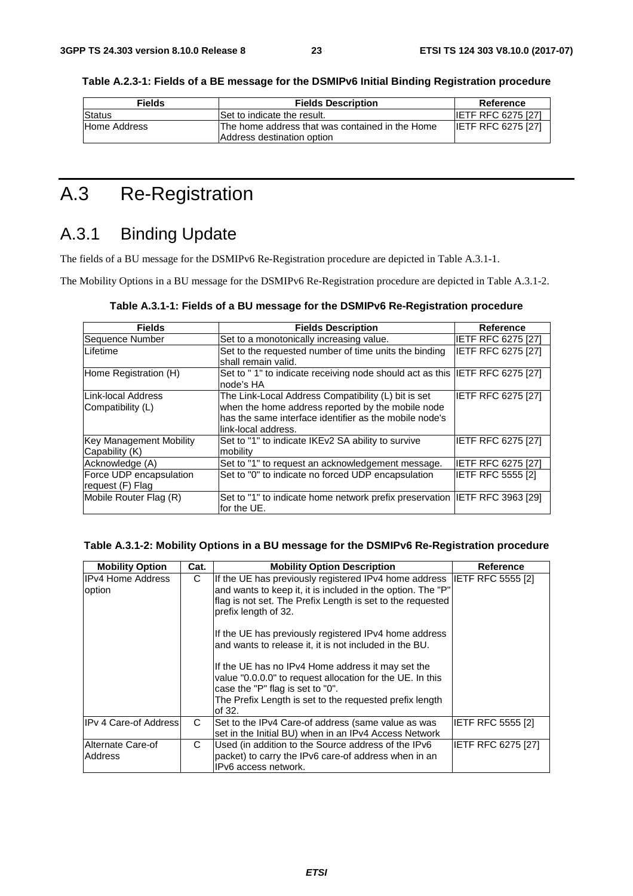**Table A.2.3-1: Fields of a BE message for the DSMIPv6 Initial Binding Registration procedure**

| Fields | Fields Description | Reference |
|---|---|---|
| Status | Set to indicate the result. | IETF RFC 6275 [27] |
| Home Address | The home address that was contained in the Home Address destination option | IETF RFC 6275 [27] |

# A.3 Re-Registration

## A.3.1 Binding Update

The fields of a BU message for the DSMIPv6 Re-Registration procedure are depicted in Table A.3.1-1.

The Mobility Options in a BU message for the DSMIPv6 Re-Registration procedure are depicted in Table A.3.1-2.

**Table A.3.1-1: Fields of a BU message for the DSMIPv6 Re-Registration procedure**

| Fields | Fields Description | Reference |
|---|---|---|
| Sequence Number | Set to a monotonically increasing value. | IETF RFC 6275 [27] |
| Lifetime | Set to the requested number of time units the binding shall remain valid. | IETF RFC 6275 [27] |
| Home Registration (H) | Set to " 1" to indicate receiving node should act as this node's HA | IETF RFC 6275 [27] |
| Link-local Address Compatibility (L) | The Link-Local Address Compatibility (L) bit is set when the home address reported by the mobile node has the same interface identifier as the mobile node's link-local address. | IETF RFC 6275 [27] |
| Key Management Mobility Capability (K) | Set to "1" to indicate IKEv2 SA ability to survive mobility | IETF RFC 6275 [27] |
| Acknowledge (A) | Set to "1" to request an acknowledgement message. | IETF RFC 6275 [27] |
| Force UDP encapsulation request (F) Flag | Set to "0" to indicate no forced UDP encapsulation | IETF RFC 5555 [2] |
| Mobile Router Flag (R) | Set to "1" to indicate home network prefix preservation for the UE. | IETF RFC 3963 [29] |

**Table A.3.1-2: Mobility Options in a BU message for the DSMIPv6 Re-Registration procedure**

| Mobility Option | Cat. | Mobility Option Description | Reference |
|---|---|---|---|
| IPv4 Home Address option | C | If the UE has previously registered IPv4 home address and wants to keep it, it is included in the option. The "P" flag is not set. The Prefix Length is set to the requested prefix length of 32.<br><br>If the UE has previously registered IPv4 home address and wants to release it, it is not included in the BU.<br><br>If the UE has no IPv4 Home address it may set the value "0.0.0.0" to request allocation for the UE. In this case the "P" flag is set to "0".<br>The Prefix Length is set to the requested prefix length of 32. | IETF RFC 5555 [2] |
| IPv 4 Care-of Address | C | Set to the IPv4 Care-of address (same value as was set in the Initial BU) when in an IPv4 Access Network | IETF RFC 5555 [2] |
| Alternate Care-of Address | C | Used (in addition to the Source address of the IPv6 packet) to carry the IPv6 care-of address when in an IPv6 access network. | IETF RFC 6275 [27] |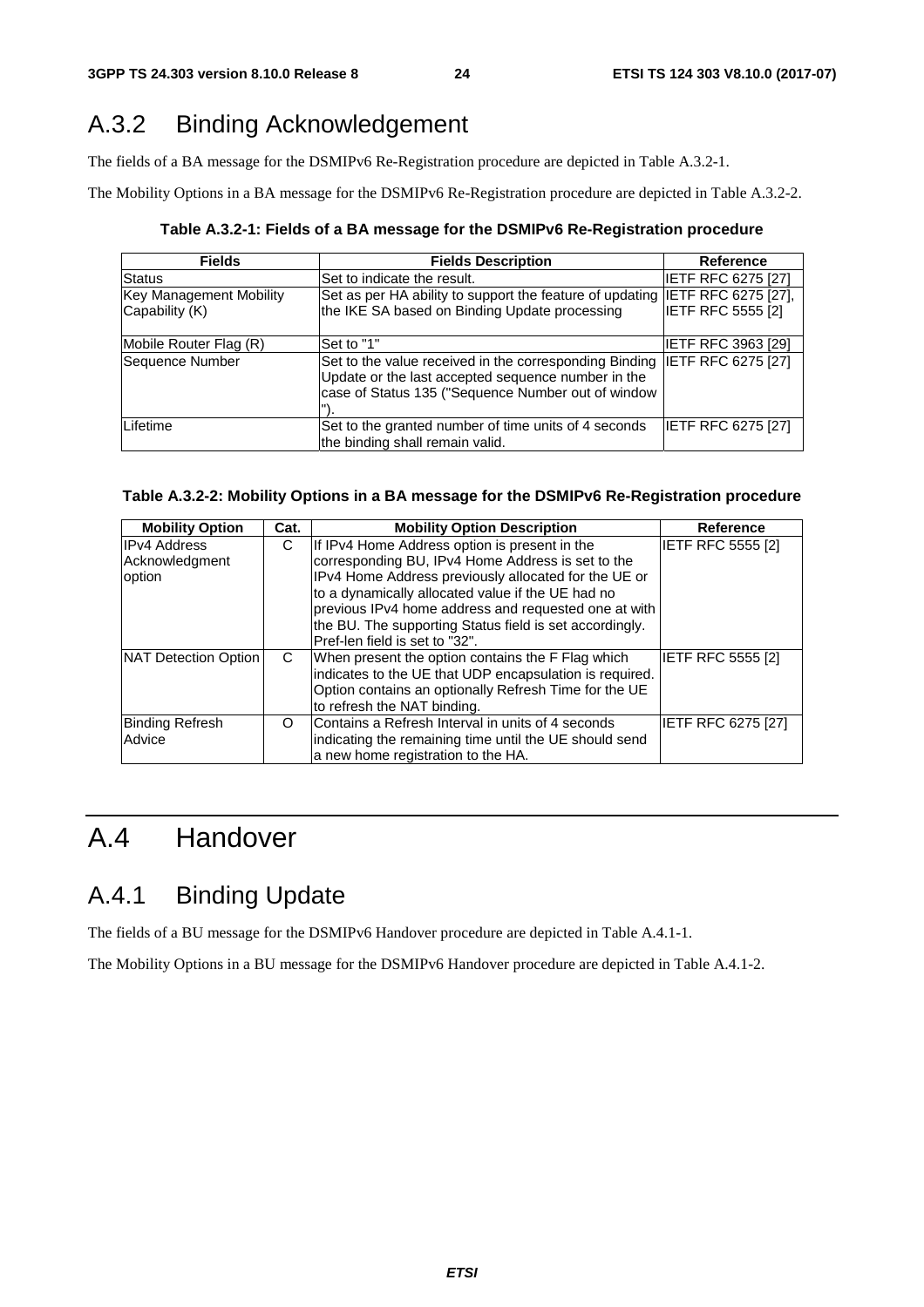## A.3.2 Binding Acknowledgement

The fields of a BA message for the DSMIPv6 Re-Registration procedure are depicted in Table A.3.2-1.

The Mobility Options in a BA message for the DSMIPv6 Re-Registration procedure are depicted in Table A.3.2-2.

**Table A.3.2-1: Fields of a BA message for the DSMIPv6 Re-Registration procedure**

| Fields | Fields Description | Reference |
|---|---|---|
| Status | Set to indicate the result. | IETF RFC 6275 [27] |
| Key Management Mobility Capability (K) | Set as per HA ability to support the feature of updating the IKE SA based on Binding Update processing | IETF RFC 6275 [27], IETF RFC 5555 [2] |
| Mobile Router Flag (R) | Set to "1" | IETF RFC 3963 [29] |
| Sequence Number | Set to the value received in the corresponding Binding Update or the last accepted sequence number in the case of Status 135 ("Sequence Number out of window"). | IETF RFC 6275 [27] |
| Lifetime | Set to the granted number of time units of 4 seconds the binding shall remain valid. | IETF RFC 6275 [27] |

**Table A.3.2-2: Mobility Options in a BA message for the DSMIPv6 Re-Registration procedure**

| Mobility Option | Cat. | Mobility Option Description | Reference |
|---|---|---|---|
| IPv4 Address Acknowledgment option | C | If IPv4 Home Address option is present in the corresponding BU, IPv4 Home Address is set to the IPv4 Home Address previously allocated for the UE or to a dynamically allocated value if the UE had no previous IPv4 home address and requested one at with the BU. The supporting Status field is set accordingly. Pref-len field is set to "32". | IETF RFC 5555 [2] |
| NAT Detection Option | C | When present the option contains the F Flag which indicates to the UE that UDP encapsulation is required. Option contains an optionally Refresh Time for the UE to refresh the NAT binding. | IETF RFC 5555 [2] |
| Binding Refresh Advice | O | Contains a Refresh Interval in units of 4 seconds indicating the remaining time until the UE should send a new home registration to the HA. | IETF RFC 6275 [27] |

# A.4 Handover

## A.4.1 Binding Update

The fields of a BU message for the DSMIPv6 Handover procedure are depicted in Table A.4.1-1.

The Mobility Options in a BU message for the DSMIPv6 Handover procedure are depicted in Table A.4.1-2.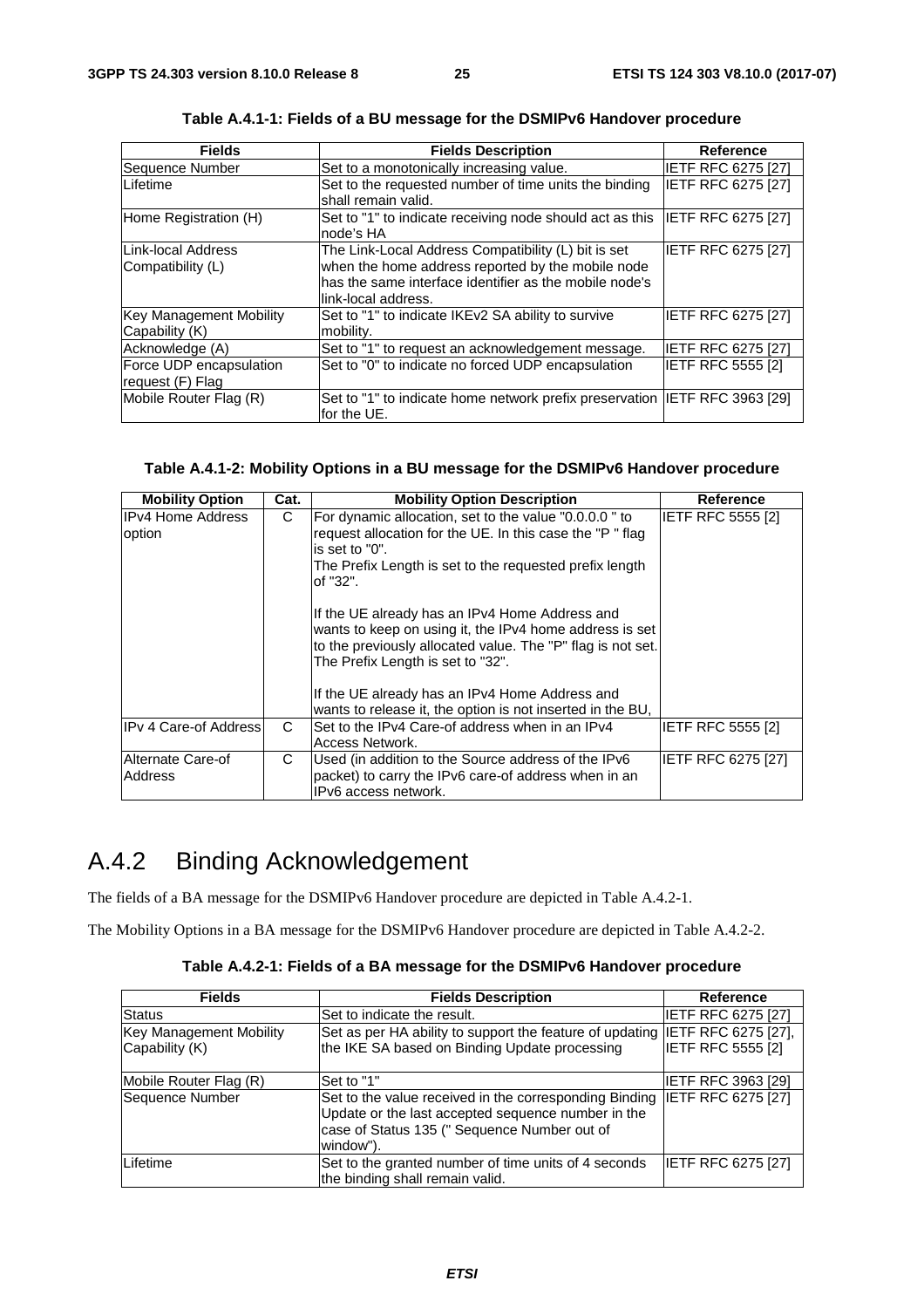**Table A.4.1-1: Fields of a BU message for the DSMIPv6 Handover procedure**

| Fields | Fields Description | Reference |
|---|---|---|
| Sequence Number | Set to a monotonically increasing value. | IETF RFC 6275 [27] |
| Lifetime | Set to the requested number of time units the binding shall remain valid. | IETF RFC 6275 [27] |
| Home Registration (H) | Set to "1" to indicate receiving node should act as this node's HA | IETF RFC 6275 [27] |
| Link-local Address Compatibility (L) | The Link-Local Address Compatibility (L) bit is set when the home address reported by the mobile node has the same interface identifier as the mobile node's link-local address. | IETF RFC 6275 [27] |
| Key Management Mobility Capability (K) | Set to "1" to indicate IKEv2 SA ability to survive mobility. | IETF RFC 6275 [27] |
| Acknowledge (A) | Set to "1" to request an acknowledgement message. | IETF RFC 6275 [27] |
| Force UDP encapsulation request (F) Flag | Set to "0" to indicate no forced UDP encapsulation | IETF RFC 5555 [2] |
| Mobile Router Flag (R) | Set to "1" to indicate home network prefix preservation for the UE. | IETF RFC 3963 [29] |

**Table A.4.1-2: Mobility Options in a BU message for the DSMIPv6 Handover procedure**

| Mobility Option | Cat. | Mobility Option Description | Reference |
|---|---|---|---|
| IPv4 Home Address option | C | For dynamic allocation, set to the value "0.0.0.0 " to request allocation for the UE. In this case the "P " flag is set to "0".<br>The Prefix Length is set to the requested prefix length of "32".<br><br>If the UE already has an IPv4 Home Address and wants to keep on using it, the IPv4 home address is set to the previously allocated value. The "P" flag is not set. The Prefix Length is set to "32".<br><br>If the UE already has an IPv4 Home Address and wants to release it, the option is not inserted in the BU, | IETF RFC 5555 [2] |
| IPv 4 Care-of Address | C | Set to the IPv4 Care-of address when in an IPv4 Access Network. | IETF RFC 5555 [2] |
| Alternate Care-of Address | C | Used (in addition to the Source address of the IPv6 packet) to carry the IPv6 care-of address when in an IPv6 access network. | IETF RFC 6275 [27] |

## A.4.2 Binding Acknowledgement

The fields of a BA message for the DSMIPv6 Handover procedure are depicted in Table A.4.2-1.

The Mobility Options in a BA message for the DSMIPv6 Handover procedure are depicted in Table A.4.2-2.

**Table A.4.2-1: Fields of a BA message for the DSMIPv6 Handover procedure**

| Fields | Fields Description | Reference |
|---|---|---|
| Status | Set to indicate the result. | IETF RFC 6275 [27] |
| Key Management Mobility Capability (K) | Set as per HA ability to support the feature of updating the IKE SA based on Binding Update processing | IETF RFC 6275 [27], IETF RFC 5555 [2] |
| Mobile Router Flag (R) | Set to "1" | IETF RFC 3963 [29] |
| Sequence Number | Set to the value received in the corresponding Binding Update or the last accepted sequence number in the case of Status 135 (" Sequence Number out of window"). | IETF RFC 6275 [27] |
| Lifetime | Set to the granted number of time units of 4 seconds the binding shall remain valid. | IETF RFC 6275 [27] |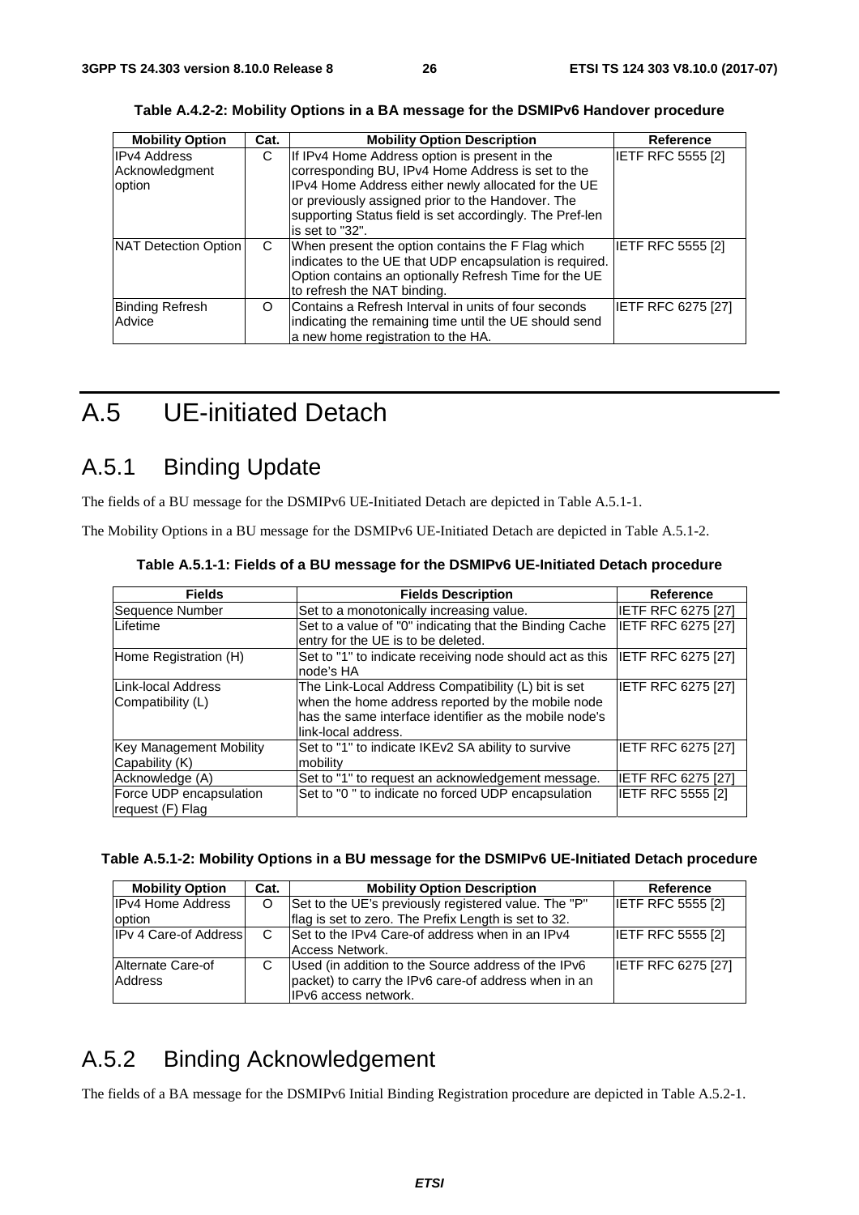**Table A.4.2-2: Mobility Options in a BA message for the DSMIPv6 Handover procedure**

| Mobility Option | Cat. | Mobility Option Description | Reference |
|---|---|---|---|
| IPv4 Address Acknowledgment option | C | If IPv4 Home Address option is present in the corresponding BU, IPv4 Home Address is set to the IPv4 Home Address either newly allocated for the UE or previously assigned prior to the Handover. The supporting Status field is set accordingly. The Pref-len is set to "32". | IETF RFC 5555 [2] |
| NAT Detection Option | C | When present the option contains the F Flag which indicates to the UE that UDP encapsulation is required. Option contains an optionally Refresh Time for the UE to refresh the NAT binding. | IETF RFC 5555 [2] |
| Binding Refresh Advice | O | Contains a Refresh Interval in units of four seconds indicating the remaining time until the UE should send a new home registration to the HA. | IETF RFC 6275 [27] |

# A.5 UE-initiated Detach

## A.5.1 Binding Update

The fields of a BU message for the DSMIPv6 UE-Initiated Detach are depicted in Table A.5.1-1.

The Mobility Options in a BU message for the DSMIPv6 UE-Initiated Detach are depicted in Table A.5.1-2.

**Table A.5.1-1: Fields of a BU message for the DSMIPv6 UE-Initiated Detach procedure**

| Fields | Fields Description | Reference |
|---|---|---|
| Sequence Number | Set to a monotonically increasing value. | IETF RFC 6275 [27] |
| Lifetime | Set to a value of "0" indicating that the Binding Cache entry for the UE is to be deleted. | IETF RFC 6275 [27] |
| Home Registration (H) | Set to "1" to indicate receiving node should act as this node's HA | IETF RFC 6275 [27] |
| Link-local Address Compatibility (L) | The Link-Local Address Compatibility (L) bit is set when the home address reported by the mobile node has the same interface identifier as the mobile node's link-local address. | IETF RFC 6275 [27] |
| Key Management Mobility Capability (K) | Set to "1" to indicate IKEv2 SA ability to survive mobility | IETF RFC 6275 [27] |
| Acknowledge (A) | Set to "1" to request an acknowledgement message. | IETF RFC 6275 [27] |
| Force UDP encapsulation request (F) Flag | Set to "0 " to indicate no forced UDP encapsulation | IETF RFC 5555 [2] |

**Table A.5.1-2: Mobility Options in a BU message for the DSMIPv6 UE-Initiated Detach procedure**

| Mobility Option | Cat. | Mobility Option Description | Reference |
|---|---|---|---|
| IPv4 Home Address option | O | Set to the UE's previously registered value. The "P" flag is set to zero. The Prefix Length is set to 32. | IETF RFC 5555 [2] |
| IPv 4 Care-of Address | C | Set to the IPv4 Care-of address when in an IPv4 Access Network. | IETF RFC 5555 [2] |
| Alternate Care-of Address | C | Used (in addition to the Source address of the IPv6 packet) to carry the IPv6 care-of address when in an IPv6 access network. | IETF RFC 6275 [27] |

## A.5.2 Binding Acknowledgement

The fields of a BA message for the DSMIPv6 Initial Binding Registration procedure are depicted in Table A.5.2-1.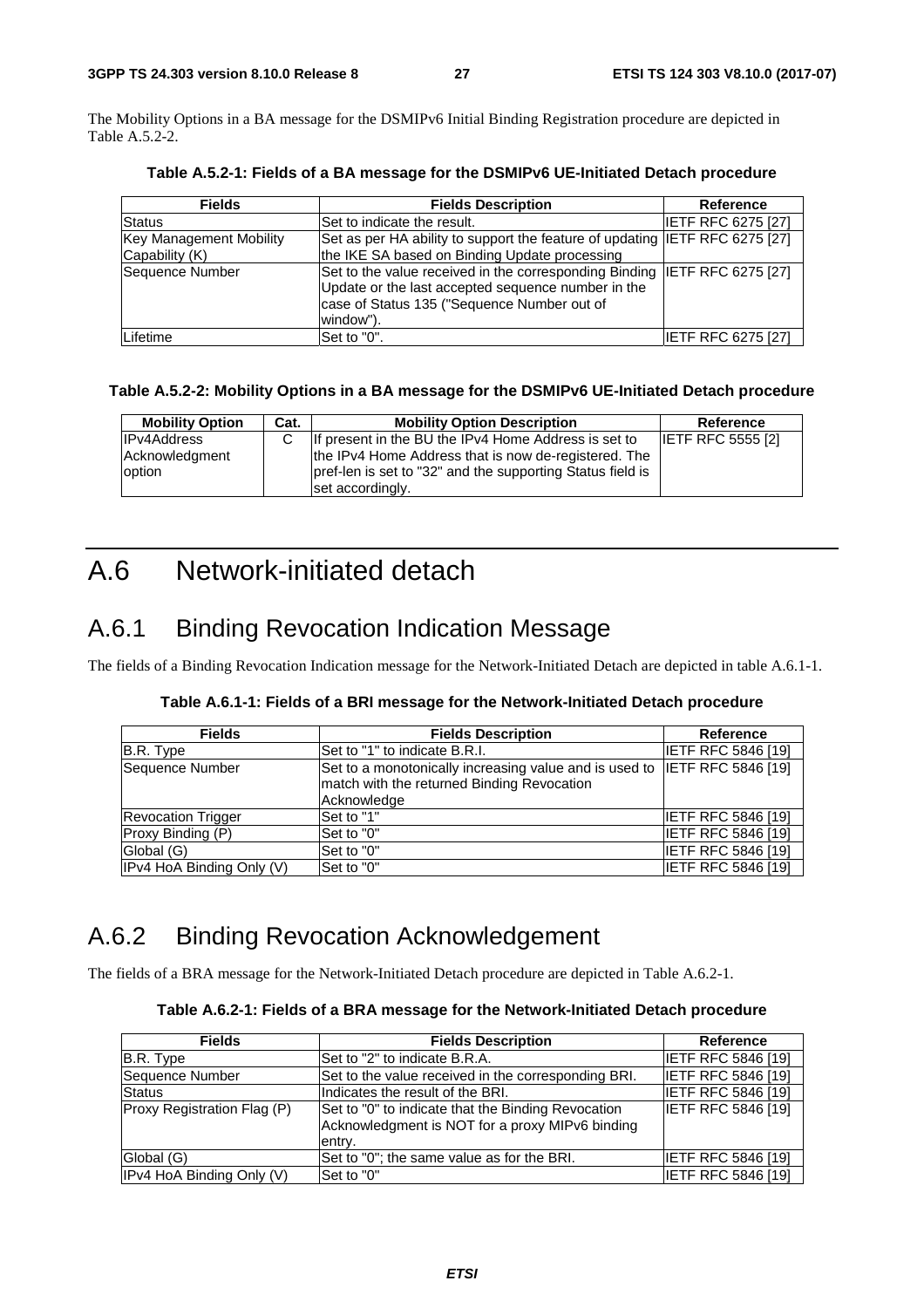The Mobility Options in a BA message for the DSMIPv6 Initial Binding Registration procedure are depicted in Table A.5.2-2.

**Table A.5.2-1: Fields of a BA message for the DSMIPv6 UE-Initiated Detach procedure**

| Fields | Fields Description | Reference |
|---|---|---|
| Status | Set to indicate the result. | IETF RFC 6275 [27] |
| Key Management Mobility Capability (K) | Set as per HA ability to support the feature of updating the IKE SA based on Binding Update processing | IETF RFC 6275 [27] |
| Sequence Number | Set to the value received in the corresponding Binding Update or the last accepted sequence number in the case of Status 135 ("Sequence Number out of window"). | IETF RFC 6275 [27] |
| Lifetime | Set to "0". | IETF RFC 6275 [27] |

**Table A.5.2-2: Mobility Options in a BA message for the DSMIPv6 UE-Initiated Detach procedure**

| Mobility Option | Cat. | Mobility Option Description | Reference |
|---|---|---|---|
| IPv4Address Acknowledgment option | C | If present in the BU the IPv4 Home Address is set to the IPv4 Home Address that is now de-registered. The pref-len is set to "32" and the supporting Status field is set accordingly. | IETF RFC 5555 [2] |

# A.6 Network-initiated detach

## A.6.1 Binding Revocation Indication Message

The fields of a Binding Revocation Indication message for the Network-Initiated Detach are depicted in table A.6.1-1.

**Table A.6.1-1: Fields of a BRI message for the Network-Initiated Detach procedure**

| Fields | Fields Description | Reference |
|---|---|---|
| B.R. Type | Set to "1" to indicate B.R.I. | IETF RFC 5846 [19] |
| Sequence Number | Set to a monotonically increasing value and is used to match with the returned Binding Revocation Acknowledge | IETF RFC 5846 [19] |
| Revocation Trigger | Set to "1" | IETF RFC 5846 [19] |
| Proxy Binding (P) | Set to "0" | IETF RFC 5846 [19] |
| Global (G) | Set to "0" | IETF RFC 5846 [19] |
| IPv4 HoA Binding Only (V) | Set to "0" | IETF RFC 5846 [19] |

## A.6.2 Binding Revocation Acknowledgement

The fields of a BRA message for the Network-Initiated Detach procedure are depicted in Table A.6.2-1.

**Table A.6.2-1: Fields of a BRA message for the Network-Initiated Detach procedure**

| Fields | Fields Description | Reference |
|---|---|---|
| B.R. Type | Set to "2" to indicate B.R.A. | IETF RFC 5846 [19] |
| Sequence Number | Set to the value received in the corresponding BRI. | IETF RFC 5846 [19] |
| Status | Indicates the result of the BRI. | IETF RFC 5846 [19] |
| Proxy Registration Flag (P) | Set to "0" to indicate that the Binding Revocation Acknowledgment is NOT for a proxy MIPv6 binding entry. | IETF RFC 5846 [19] |
| Global (G) | Set to "0"; the same value as for the BRI. | IETF RFC 5846 [19] |
| IPv4 HoA Binding Only (V) | Set to "0" | IETF RFC 5846 [19] |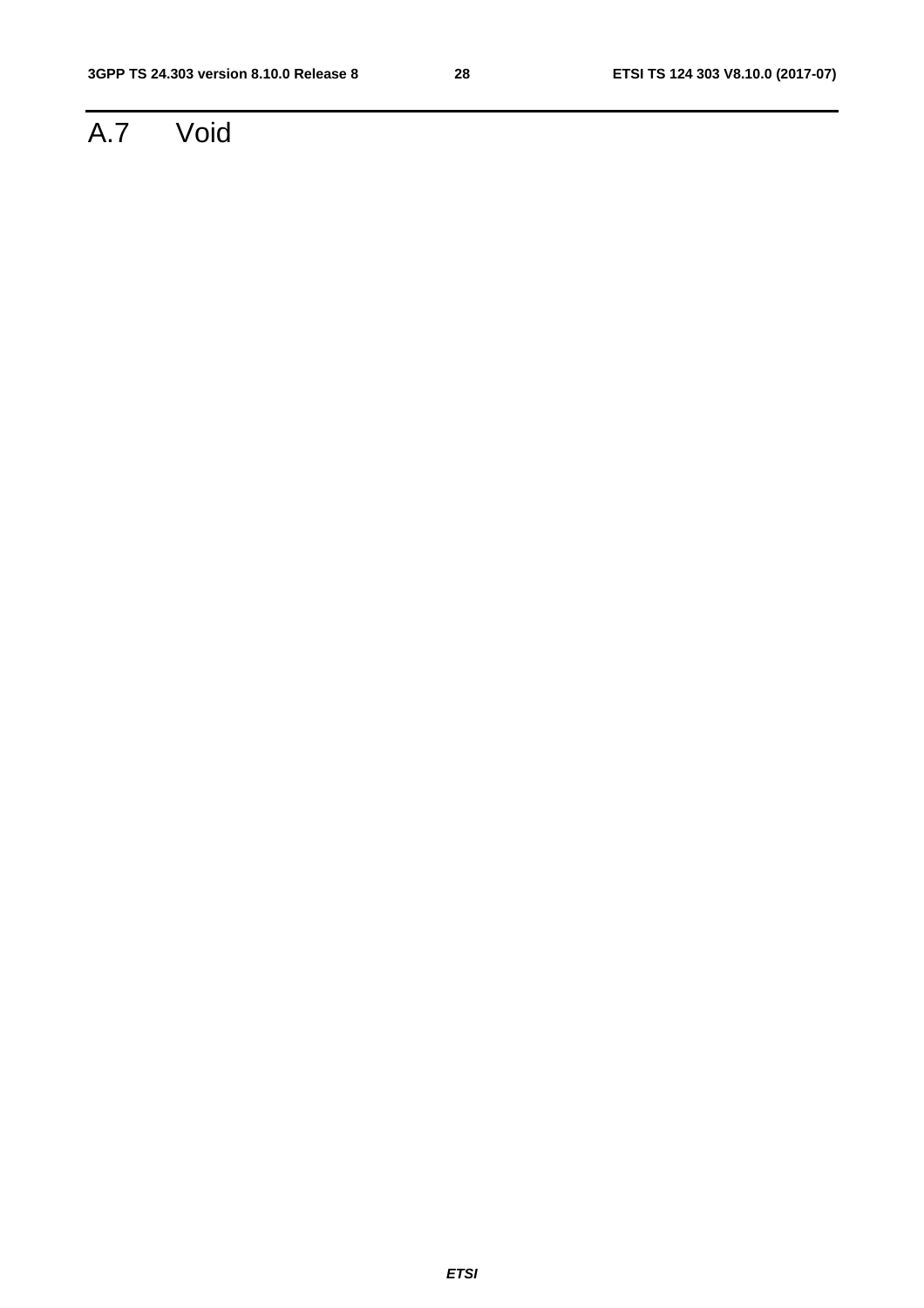# A.7 Void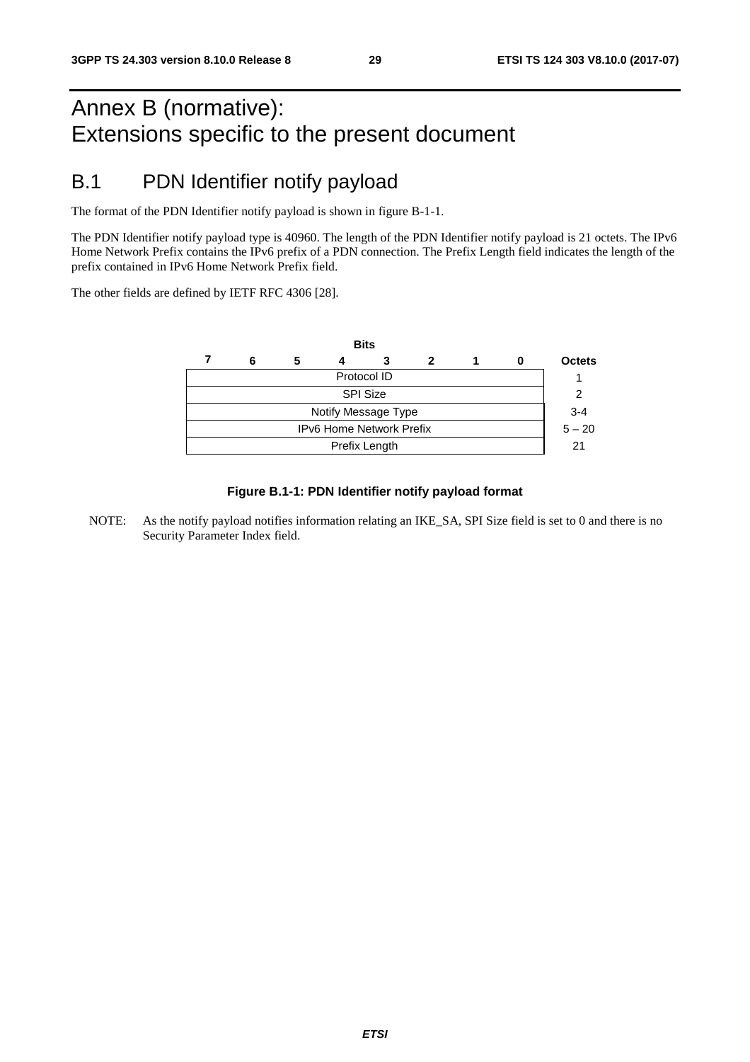# Annex B (normative): Extensions specific to the present document

## B.1 PDN Identifier notify payload

The format of the PDN Identifier notify payload is shown in figure B-1-1.

The PDN Identifier notify payload type is 40960. The length of the PDN Identifier notify payload is 21 octets. The IPv6 Home Network Prefix contains the IPv6 prefix of a PDN connection. The Prefix Length field indicates the length of the prefix contained in IPv6 Home Network Prefix field.

The other fields are defined by IETF RFC 4306 [28].

| Bits 7 6 5 4 3 2 1 0 | Octets |
|---|---|
| Protocol ID | 1 |
| SPI Size | 2 |
| Notify Message Type | 3-4 |
| IPv6 Home Network Prefix | 5 – 20 |
| Prefix Length | 21 |

**Figure B.1-1: PDN Identifier notify payload format**

NOTE: As the notify payload notifies information relating an IKE_SA, SPI Size field is set to 0 and there is no Security Parameter Index field.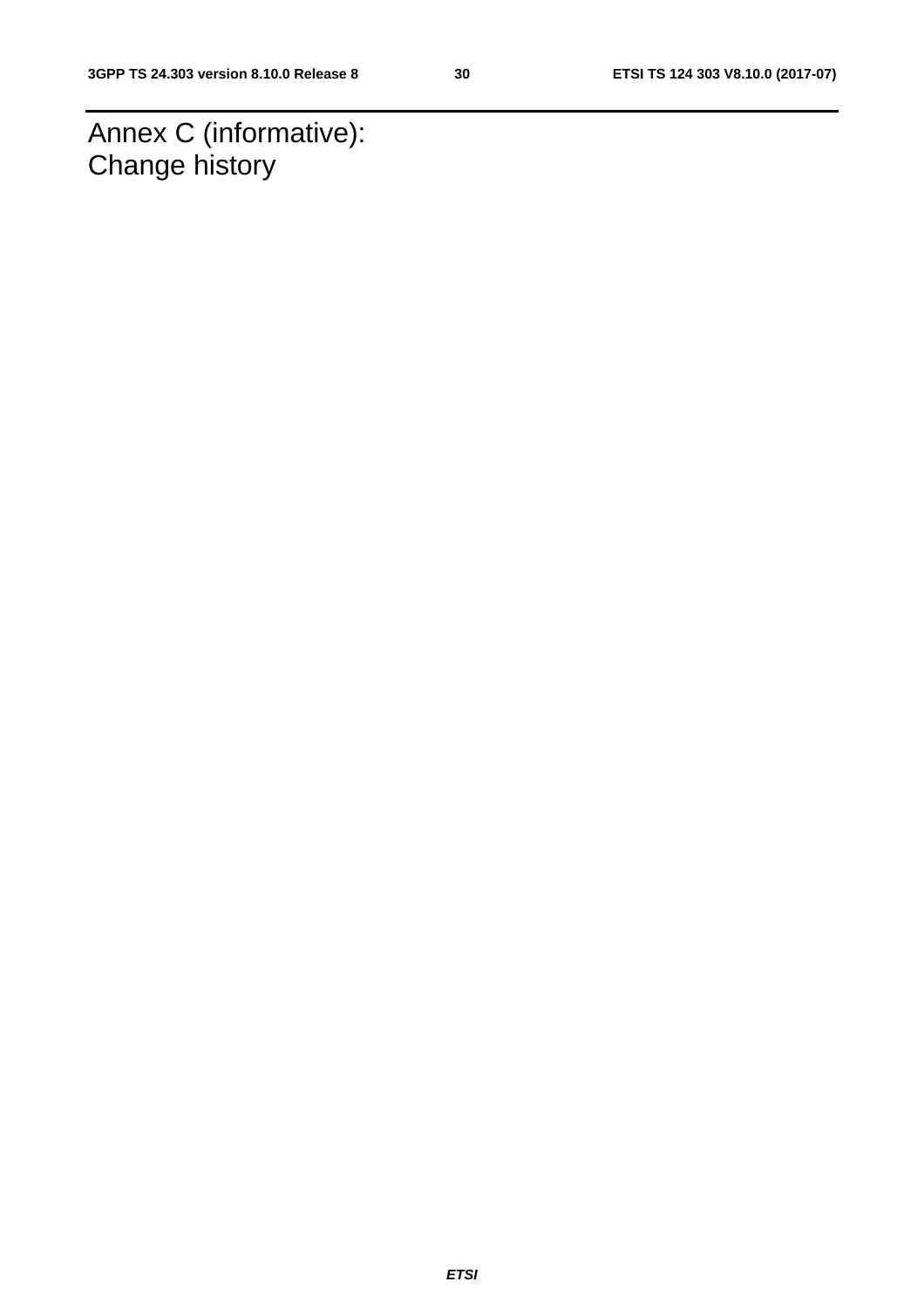# Annex C (informative): Change history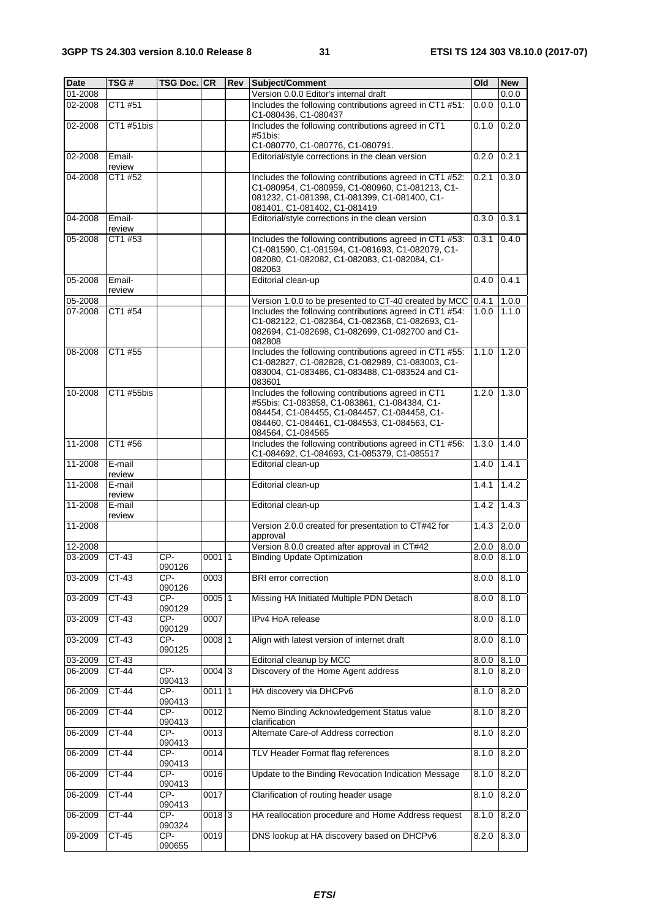| Date | TSG # | TSG Doc. | CR | Rev | Subject/Comment | Old | New |
|---|---|---|---|---|---|---|---|
| 01-2008 | | | | | Version 0.0.0 Editor's internal draft | | 0.0.0 |
| 02-2008 | CT1 #51 | | | | Includes the following contributions agreed in CT1 #51: C1-080436, C1-080437 | 0.0.0 | 0.1.0 |
| 02-2008 | CT1 #51bis | | | | Includes the following contributions agreed in CT1 #51bis: C1-080770, C1-080776, C1-080791. | 0.1.0 | 0.2.0 |
| 02-2008 | Email-review | | | | Editorial/style corrections in the clean version | 0.2.0 | 0.2.1 |
| 04-2008 | CT1 #52 | | | | Includes the following contributions agreed in CT1 #52: C1-080954, C1-080959, C1-080960, C1-081213, C1-081232, C1-081398, C1-081399, C1-081400, C1-081401, C1-081402, C1-081419 | 0.2.1 | 0.3.0 |
| 04-2008 | Email-review | | | | Editorial/style corrections in the clean version | 0.3.0 | 0.3.1 |
| 05-2008 | CT1 #53 | | | | Includes the following contributions agreed in CT1 #53: C1-081590, C1-081594, C1-081693, C1-082079, C1-082080, C1-082082, C1-082083, C1-082084, C1-082063 | 0.3.1 | 0.4.0 |
| 05-2008 | Email-review | | | | Editorial clean-up | 0.4.0 | 0.4.1 |
| 05-2008 | | | | | Version 1.0.0 to be presented to CT-40 created by MCC | 0.4.1 | 1.0.0 |
| 07-2008 | CT1 #54 | | | | Includes the following contributions agreed in CT1 #54: C1-082122, C1-082364, C1-082368, C1-082693, C1-082694, C1-082698, C1-082699, C1-082700 and C1-082808 | 1.0.0 | 1.1.0 |
| 08-2008 | CT1 #55 | | | | Includes the following contributions agreed in CT1 #55: C1-082827, C1-082828, C1-082989, C1-083003, C1-083004, C1-083486, C1-083488, C1-083524 and C1-083601 | 1.1.0 | 1.2.0 |
| 10-2008 | CT1 #55bis | | | | Includes the following contributions agreed in CT1 #55bis: C1-083858, C1-083861, C1-084384, C1-084454, C1-084455, C1-084457, C1-084458, C1-084460, C1-084461, C1-084553, C1-084563, C1-084564, C1-084565 | 1.2.0 | 1.3.0 |
| 11-2008 | CT1 #56 | | | | Includes the following contributions agreed in CT1 #56: C1-084692, C1-084693, C1-085379, C1-085517 | 1.3.0 | 1.4.0 |
| 11-2008 | E-mail review | | | | Editorial clean-up | 1.4.0 | 1.4.1 |
| 11-2008 | E-mail review | | | | Editorial clean-up | 1.4.1 | 1.4.2 |
| 11-2008 | E-mail review | | | | Editorial clean-up | 1.4.2 | 1.4.3 |
| 11-2008 | | | | | Version 2.0.0 created for presentation to CT#42 for approval | 1.4.3 | 2.0.0 |
| 12-2008 | | | | | Version 8.0.0 created after approval in CT#42 | 2.0.0 | 8.0.0 |
| 03-2009 | CT-43 | CP-090126 | 0001 | 1 | Binding Update Optimization | 8.0.0 | 8.1.0 |
| 03-2009 | CT-43 | CP-090126 | 0003 | | BRI error correction | 8.0.0 | 8.1.0 |
| 03-2009 | CT-43 | CP-090129 | 0005 | 1 | Missing HA Initiated Multiple PDN Detach | 8.0.0 | 8.1.0 |
| 03-2009 | CT-43 | CP-090129 | 0007 | | IPv4 HoA release | 8.0.0 | 8.1.0 |
| 03-2009 | CT-43 | CP-090125 | 0008 | 1 | Align with latest version of internet draft | 8.0.0 | 8.1.0 |
| 03-2009 | CT-43 | | | | Editorial cleanup by MCC | 8.0.0 | 8.1.0 |
| 06-2009 | CT-44 | CP-090413 | 0004 | 3 | Discovery of the Home Agent address | 8.1.0 | 8.2.0 |
| 06-2009 | CT-44 | CP-090413 | 0011 | 1 | HA discovery via DHCPv6 | 8.1.0 | 8.2.0 |
| 06-2009 | CT-44 | CP-090413 | 0012 | | Nemo Binding Acknowledgement Status value clarification | 8.1.0 | 8.2.0 |
| 06-2009 | CT-44 | CP-090413 | 0013 | | Alternate Care-of Address correction | 8.1.0 | 8.2.0 |
| 06-2009 | CT-44 | CP-090413 | 0014 | | TLV Header Format flag references | 8.1.0 | 8.2.0 |
| 06-2009 | CT-44 | CP-090413 | 0016 | | Update to the Binding Revocation Indication Message | 8.1.0 | 8.2.0 |
| 06-2009 | CT-44 | CP-090413 | 0017 | | Clarification of routing header usage | 8.1.0 | 8.2.0 |
| 06-2009 | CT-44 | CP-090324 | 0018 | 3 | HA reallocation procedure and Home Address request | 8.1.0 | 8.2.0 |
| 09-2009 | CT-45 | CP-090655 | 0019 | | DNS lookup at HA discovery based on DHCPv6 | 8.2.0 | 8.3.0 |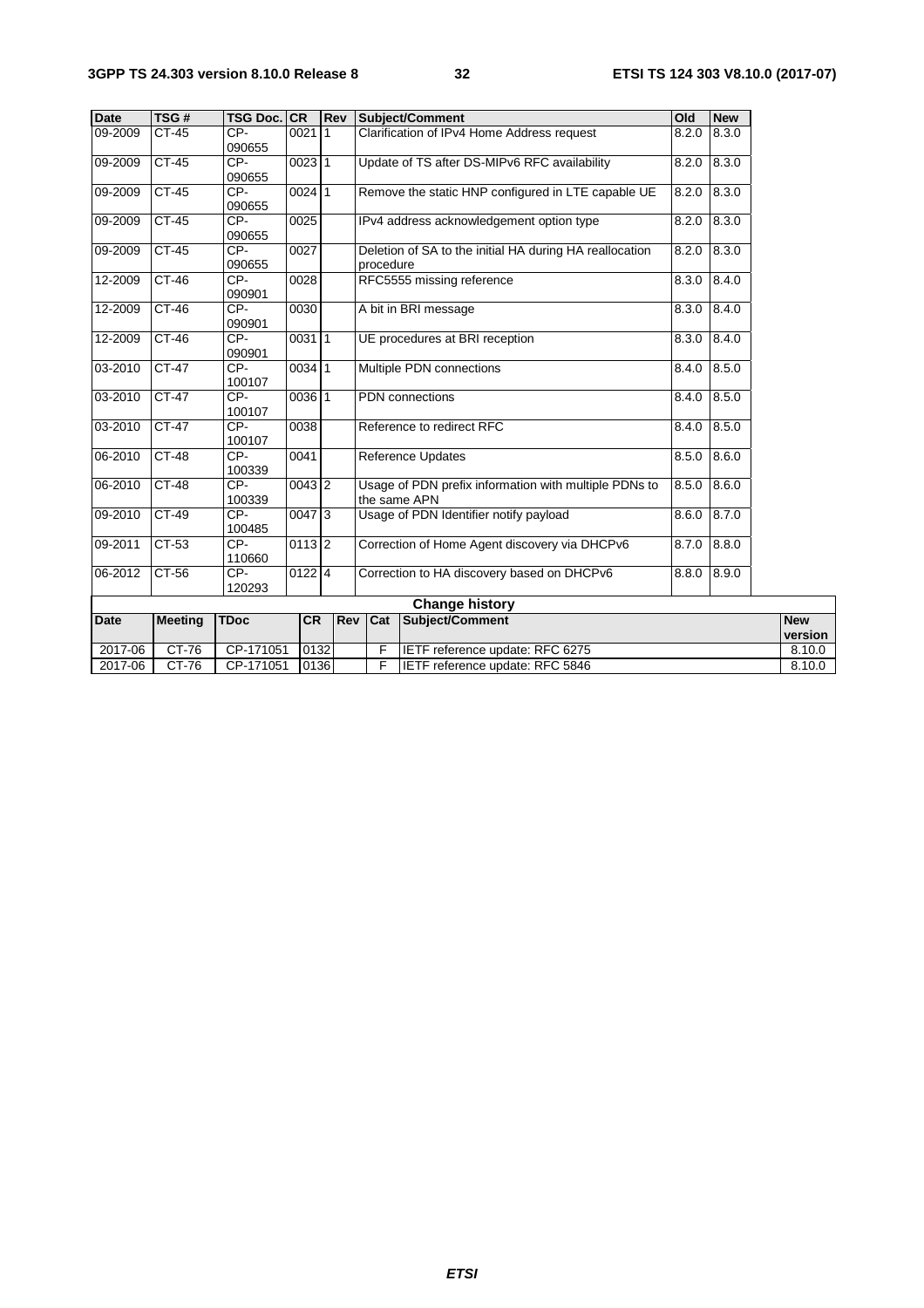| Date | TSG # | TSG Doc. | CR | Rev | Subject/Comment | Old | New |
|---|---|---|---|---|---|---|---|
| 09-2009 | CT-45 | CP-090655 | 0021 | 1 | Clarification of IPv4 Home Address request | 8.2.0 | 8.3.0 |
| 09-2009 | CT-45 | CP-090655 | 0023 | 1 | Update of TS after DS-MIPv6 RFC availability | 8.2.0 | 8.3.0 |
| 09-2009 | CT-45 | CP-090655 | 0024 | 1 | Remove the static HNP configured in LTE capable UE | 8.2.0 | 8.3.0 |
| 09-2009 | CT-45 | CP-090655 | 0025 | | IPv4 address acknowledgement option type | 8.2.0 | 8.3.0 |
| 09-2009 | CT-45 | CP-090655 | 0027 | | Deletion of SA to the initial HA during HA reallocation procedure | 8.2.0 | 8.3.0 |
| 12-2009 | CT-46 | CP-090901 | 0028 | | RFC5555 missing reference | 8.3.0 | 8.4.0 |
| 12-2009 | CT-46 | CP-090901 | 0030 | | A bit in BRI message | 8.3.0 | 8.4.0 |
| 12-2009 | CT-46 | CP-090901 | 0031 | 1 | UE procedures at BRI reception | 8.3.0 | 8.4.0 |
| 03-2010 | CT-47 | CP-100107 | 0034 | 1 | Multiple PDN connections | 8.4.0 | 8.5.0 |
| 03-2010 | CT-47 | CP-100107 | 0036 | 1 | PDN connections | 8.4.0 | 8.5.0 |
| 03-2010 | CT-47 | CP-100107 | 0038 | | Reference to redirect RFC | 8.4.0 | 8.5.0 |
| 06-2010 | CT-48 | CP-100339 | 0041 | | Reference Updates | 8.5.0 | 8.6.0 |
| 06-2010 | CT-48 | CP-100339 | 0043 | 2 | Usage of PDN prefix information with multiple PDNs to the same APN | 8.5.0 | 8.6.0 |
| 09-2010 | CT-49 | CP-100485 | 0047 | 3 | Usage of PDN Identifier notify payload | 8.6.0 | 8.7.0 |
| 09-2011 | CT-53 | CP-110660 | 0113 | 2 | Correction of Home Agent discovery via DHCPv6 | 8.7.0 | 8.8.0 |
| 06-2012 | CT-56 | CP-120293 | 0122 | 4 | Correction to HA discovery based on DHCPv6 | 8.8.0 | 8.9.0 |

| Change history | | | | | | | |
|---|---|---|---|---|---|---|---|
| **Date** | **Meeting** | **TDoc** | **CR** | **Rev** | **Cat** | **Subject/Comment** | **New version** |
| 2017-06 | CT-76 | CP-171051 | 0132 | | F | IETF reference update: RFC 6275 | 8.10.0 |
| 2017-06 | CT-76 | CP-171051 | 0136 | | F | IETF reference update: RFC 5846 | 8.10.0 |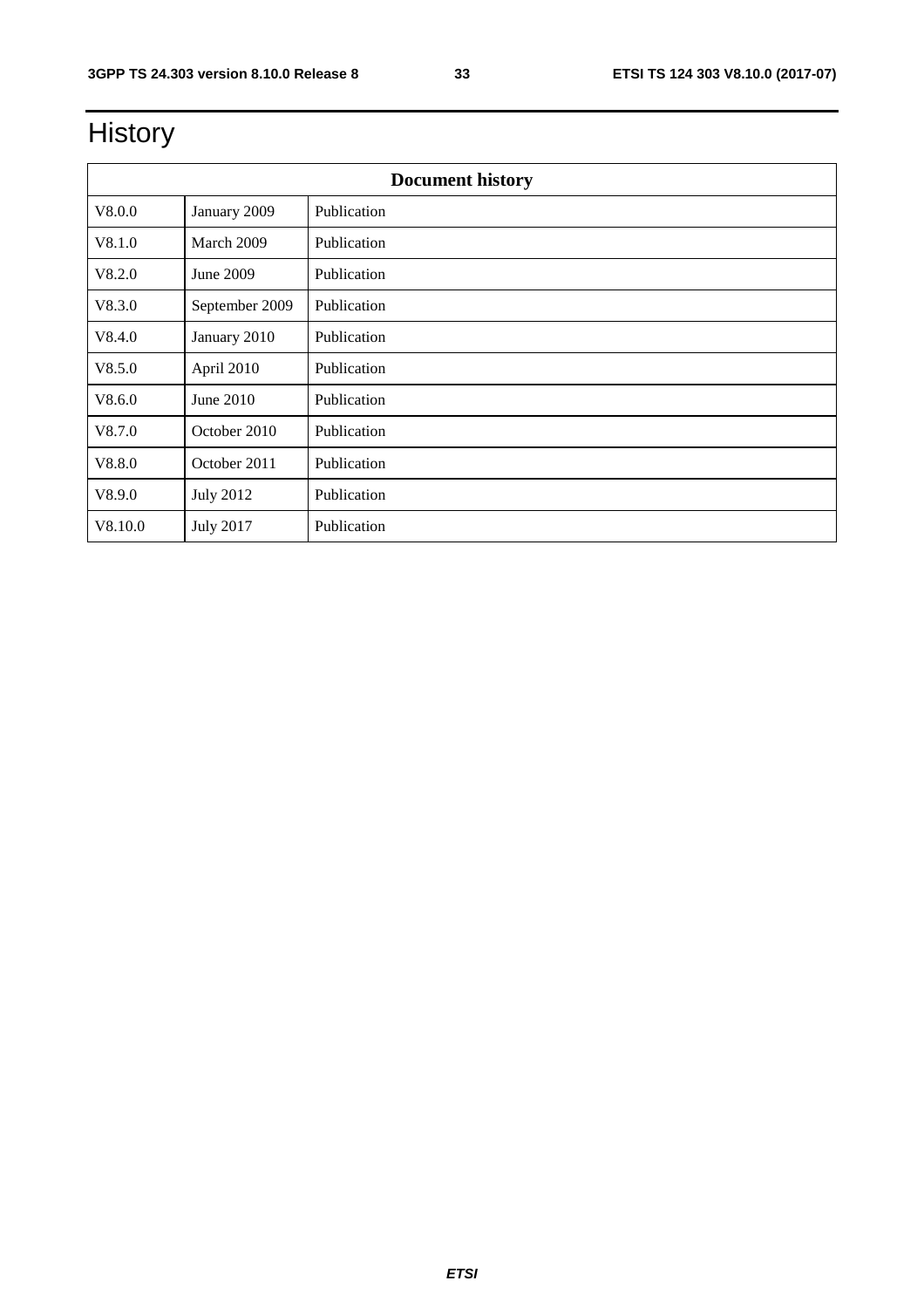# History

| Document history | | |
|---|---|---|
| V8.0.0 | January 2009 | Publication |
| V8.1.0 | March 2009 | Publication |
| V8.2.0 | June 2009 | Publication |
| V8.3.0 | September 2009 | Publication |
| V8.4.0 | January 2010 | Publication |
| V8.5.0 | April 2010 | Publication |
| V8.6.0 | June 2010 | Publication |
| V8.7.0 | October 2010 | Publication |
| V8.8.0 | October 2011 | Publication |
| V8.9.0 | July 2012 | Publication |
| V8.10.0 | July 2017 | Publication |